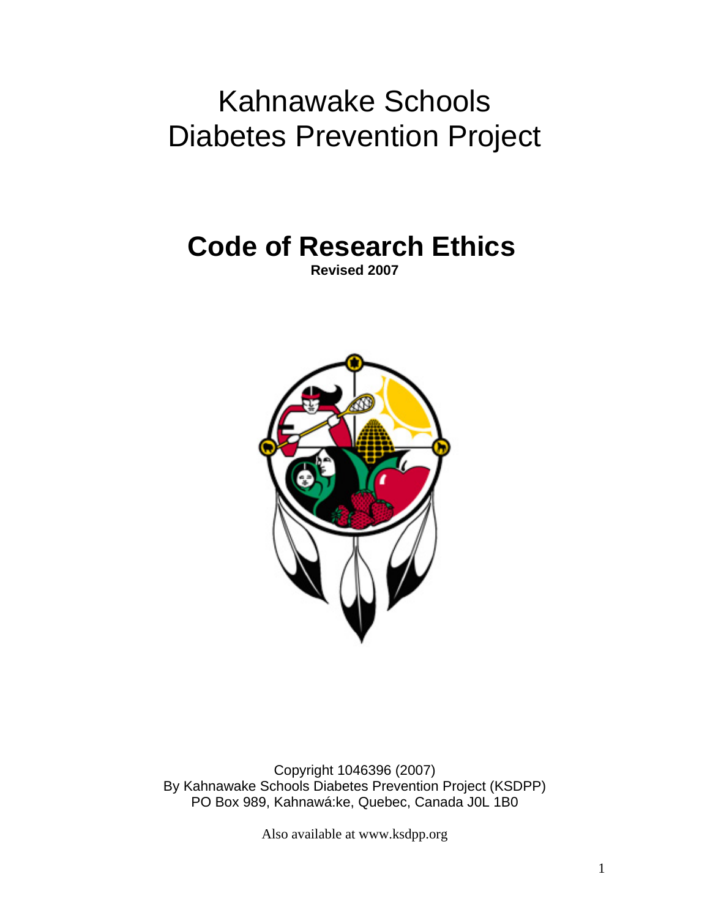# Kahnawake Schools Diabetes Prevention Project

## Code of Research Ethics

**Revised 2007**

Copyright 1046396 (2007)
By Kahnawake Schools Diabetes Prevention Project (KSDPP)
PO Box 989, Kahnawá:ke, Quebec, Canada J0L 1B0

Also available at www.ksdpp.org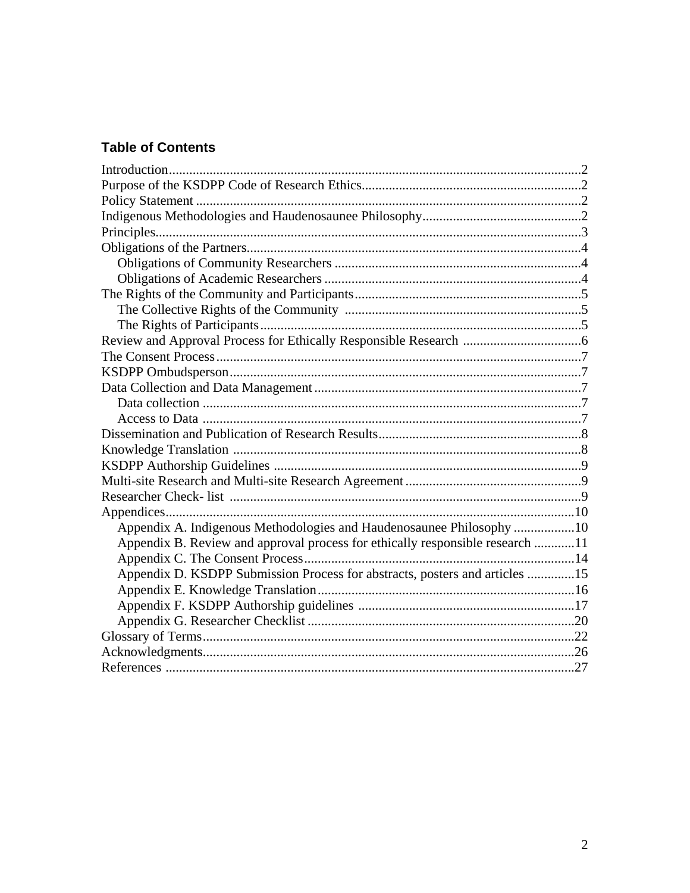## Table of Contents

- Introduction ........ 2
- Purpose of the KSDPP Code of Research Ethics ........ 2
- Policy Statement ........ 2
- Indigenous Methodologies and Haudenosaunee Philosophy ........ 2
- Principles ........ 3
- Obligations of the Partners ........ 4
  - Obligations of Community Researchers ........ 4
  - Obligations of Academic Researchers ........ 4
- The Rights of the Community and Participants ........ 5
  - The Collective Rights of the Community ........ 5
  - The Rights of Participants ........ 5
- Review and Approval Process for Ethically Responsible Research ........ 6
- The Consent Process ........ 7
- KSDPP Ombudsperson ........ 7
- Data Collection and Data Management ........ 7
  - Data collection ........ 7
  - Access to Data ........ 7
- Dissemination and Publication of Research Results ........ 8
- Knowledge Translation ........ 8
- KSDPP Authorship Guidelines ........ 9
- Multi-site Research and Multi-site Research Agreement ........ 9
- Researcher Check- list ........ 9
- Appendices ........ 10
  - Appendix A. Indigenous Methodologies and Haudenosaunee Philosophy ........ 10
  - Appendix B. Review and approval process for ethically responsible research ........ 11
  - Appendix C. The Consent Process ........ 14
  - Appendix D. KSDPP Submission Process for abstracts, posters and articles ........ 15
  - Appendix E. Knowledge Translation ........ 16
  - Appendix F. KSDPP Authorship guidelines ........ 17
  - Appendix G. Researcher Checklist ........ 20
- Glossary of Terms ........ 22
- Acknowledgments ........ 26
- References ........ 27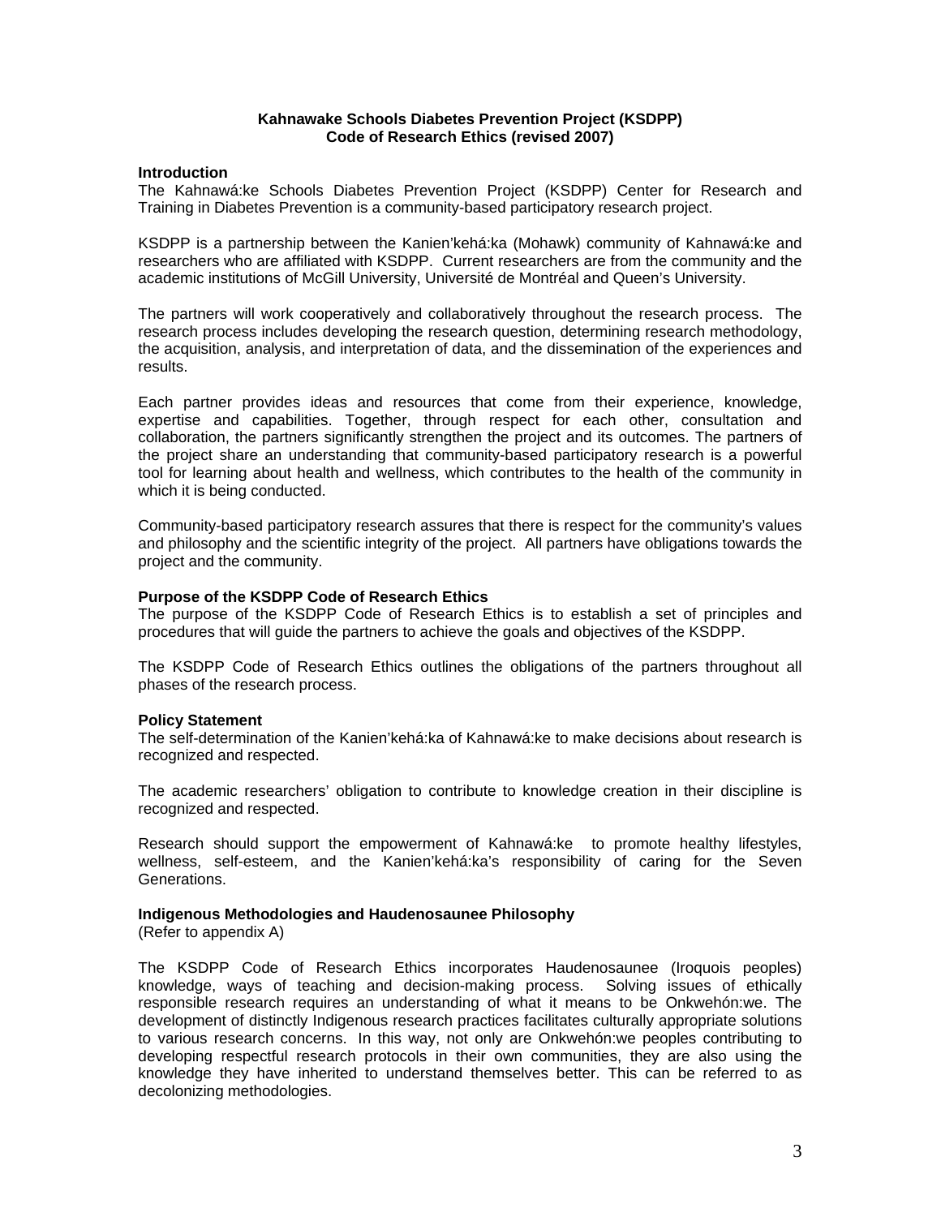**Kahnawake Schools Diabetes Prevention Project (KSDPP)**
**Code of Research Ethics (revised 2007)**

### Introduction

The Kahnawá:ke Schools Diabetes Prevention Project (KSDPP) Center for Research and Training in Diabetes Prevention is a community-based participatory research project.

KSDPP is a partnership between the Kanien'kehá:ka (Mohawk) community of Kahnawá:ke and researchers who are affiliated with KSDPP. Current researchers are from the community and the academic institutions of McGill University, Université de Montréal and Queen's University.

The partners will work cooperatively and collaboratively throughout the research process. The research process includes developing the research question, determining research methodology, the acquisition, analysis, and interpretation of data, and the dissemination of the experiences and results.

Each partner provides ideas and resources that come from their experience, knowledge, expertise and capabilities. Together, through respect for each other, consultation and collaboration, the partners significantly strengthen the project and its outcomes. The partners of the project share an understanding that community-based participatory research is a powerful tool for learning about health and wellness, which contributes to the health of the community in which it is being conducted.

Community-based participatory research assures that there is respect for the community's values and philosophy and the scientific integrity of the project. All partners have obligations towards the project and the community.

### Purpose of the KSDPP Code of Research Ethics

The purpose of the KSDPP Code of Research Ethics is to establish a set of principles and procedures that will guide the partners to achieve the goals and objectives of the KSDPP.

The KSDPP Code of Research Ethics outlines the obligations of the partners throughout all phases of the research process.

### Policy Statement

The self-determination of the Kanien'kehá:ka of Kahnawá:ke to make decisions about research is recognized and respected.

The academic researchers' obligation to contribute to knowledge creation in their discipline is recognized and respected.

Research should support the empowerment of Kahnawá:ke to promote healthy lifestyles, wellness, self-esteem, and the Kanien'kehá:ka's responsibility of caring for the Seven Generations.

### Indigenous Methodologies and Haudenosaunee Philosophy

(Refer to appendix A)

The KSDPP Code of Research Ethics incorporates Haudenosaunee (Iroquois peoples) knowledge, ways of teaching and decision-making process. Solving issues of ethically responsible research requires an understanding of what it means to be Onkwehón:we. The development of distinctly Indigenous research practices facilitates culturally appropriate solutions to various research concerns. In this way, not only are Onkwehón:we peoples contributing to developing respectful research protocols in their own communities, they are also using the knowledge they have inherited to understand themselves better. This can be referred to as decolonizing methodologies.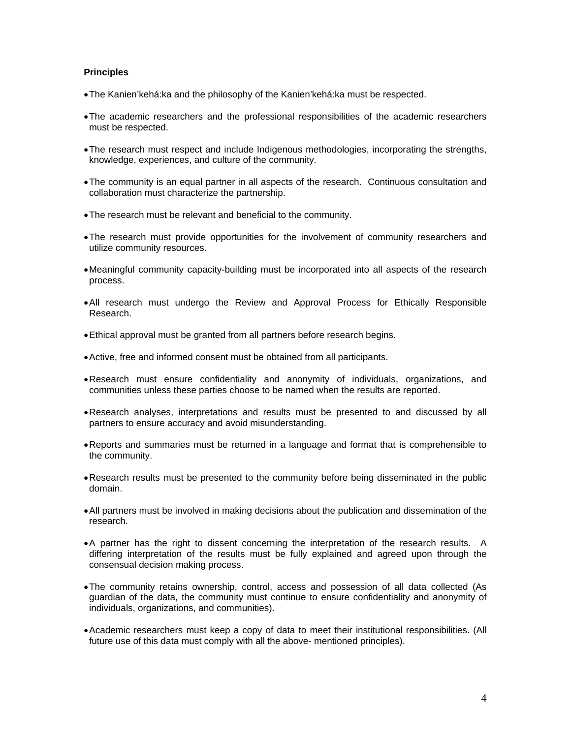**Principles**

- The Kanien'kehá:ka and the philosophy of the Kanien'kehá:ka must be respected.
- The academic researchers and the professional responsibilities of the academic researchers must be respected.
- The research must respect and include Indigenous methodologies, incorporating the strengths, knowledge, experiences, and culture of the community.
- The community is an equal partner in all aspects of the research. Continuous consultation and collaboration must characterize the partnership.
- The research must be relevant and beneficial to the community.
- The research must provide opportunities for the involvement of community researchers and utilize community resources.
- Meaningful community capacity-building must be incorporated into all aspects of the research process.
- All research must undergo the Review and Approval Process for Ethically Responsible Research.
- Ethical approval must be granted from all partners before research begins.
- Active, free and informed consent must be obtained from all participants.
- Research must ensure confidentiality and anonymity of individuals, organizations, and communities unless these parties choose to be named when the results are reported.
- Research analyses, interpretations and results must be presented to and discussed by all partners to ensure accuracy and avoid misunderstanding.
- Reports and summaries must be returned in a language and format that is comprehensible to the community.
- Research results must be presented to the community before being disseminated in the public domain.
- All partners must be involved in making decisions about the publication and dissemination of the research.
- A partner has the right to dissent concerning the interpretation of the research results. A differing interpretation of the results must be fully explained and agreed upon through the consensual decision making process.
- The community retains ownership, control, access and possession of all data collected (As guardian of the data, the community must continue to ensure confidentiality and anonymity of individuals, organizations, and communities).
- Academic researchers must keep a copy of data to meet their institutional responsibilities. (All future use of this data must comply with all the above- mentioned principles).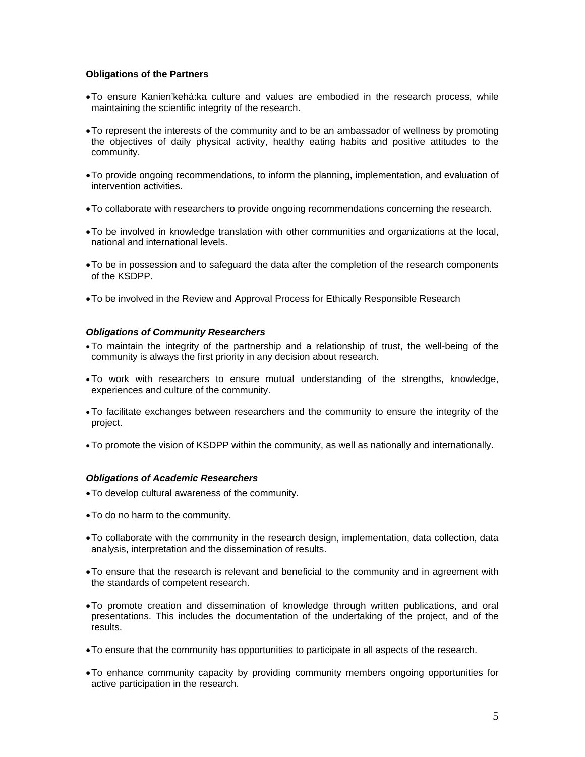**Obligations of the Partners**

- To ensure Kanien'kehá:ka culture and values are embodied in the research process, while maintaining the scientific integrity of the research.
- To represent the interests of the community and to be an ambassador of wellness by promoting the objectives of daily physical activity, healthy eating habits and positive attitudes to the community.
- To provide ongoing recommendations, to inform the planning, implementation, and evaluation of intervention activities.
- To collaborate with researchers to provide ongoing recommendations concerning the research.
- To be involved in knowledge translation with other communities and organizations at the local, national and international levels.
- To be in possession and to safeguard the data after the completion of the research components of the KSDPP.
- To be involved in the Review and Approval Process for Ethically Responsible Research

***Obligations of Community Researchers***

- To maintain the integrity of the partnership and a relationship of trust, the well-being of the community is always the first priority in any decision about research.
- To work with researchers to ensure mutual understanding of the strengths, knowledge, experiences and culture of the community.
- To facilitate exchanges between researchers and the community to ensure the integrity of the project.
- To promote the vision of KSDPP within the community, as well as nationally and internationally.

***Obligations of Academic Researchers***

- To develop cultural awareness of the community.
- To do no harm to the community.
- To collaborate with the community in the research design, implementation, data collection, data analysis, interpretation and the dissemination of results.
- To ensure that the research is relevant and beneficial to the community and in agreement with the standards of competent research.
- To promote creation and dissemination of knowledge through written publications, and oral presentations. This includes the documentation of the undertaking of the project, and of the results.
- To ensure that the community has opportunities to participate in all aspects of the research.
- To enhance community capacity by providing community members ongoing opportunities for active participation in the research.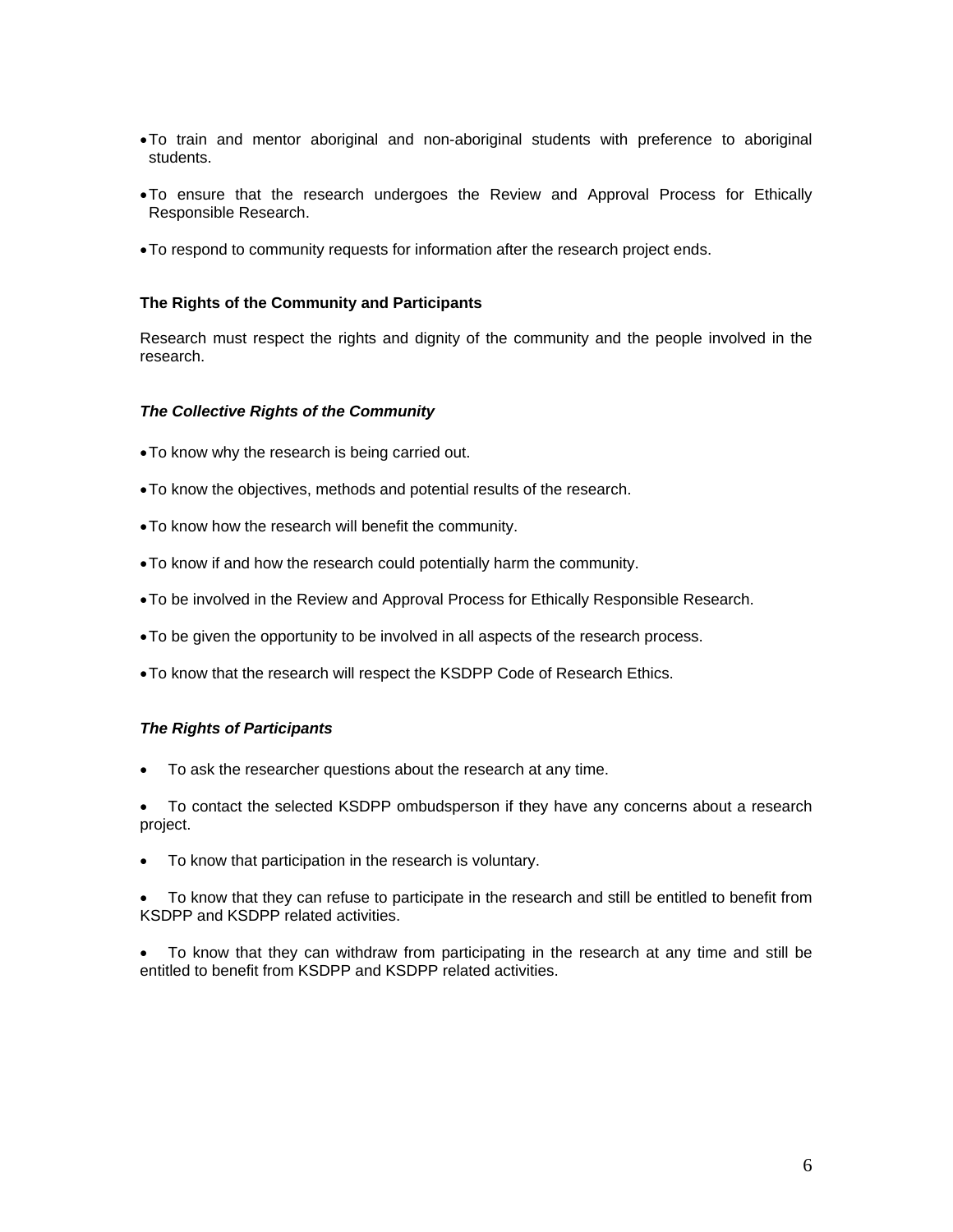- To train and mentor aboriginal and non-aboriginal students with preference to aboriginal students.
- To ensure that the research undergoes the Review and Approval Process for Ethically Responsible Research.
- To respond to community requests for information after the research project ends.

**The Rights of the Community and Participants**

Research must respect the rights and dignity of the community and the people involved in the research.

***The Collective Rights of the Community***

- To know why the research is being carried out.
- To know the objectives, methods and potential results of the research.
- To know how the research will benefit the community.
- To know if and how the research could potentially harm the community.
- To be involved in the Review and Approval Process for Ethically Responsible Research.
- To be given the opportunity to be involved in all aspects of the research process.
- To know that the research will respect the KSDPP Code of Research Ethics.

***The Rights of Participants***

- To ask the researcher questions about the research at any time.
- To contact the selected KSDPP ombudsperson if they have any concerns about a research project.
- To know that participation in the research is voluntary.
- To know that they can refuse to participate in the research and still be entitled to benefit from KSDPP and KSDPP related activities.
- To know that they can withdraw from participating in the research at any time and still be entitled to benefit from KSDPP and KSDPP related activities.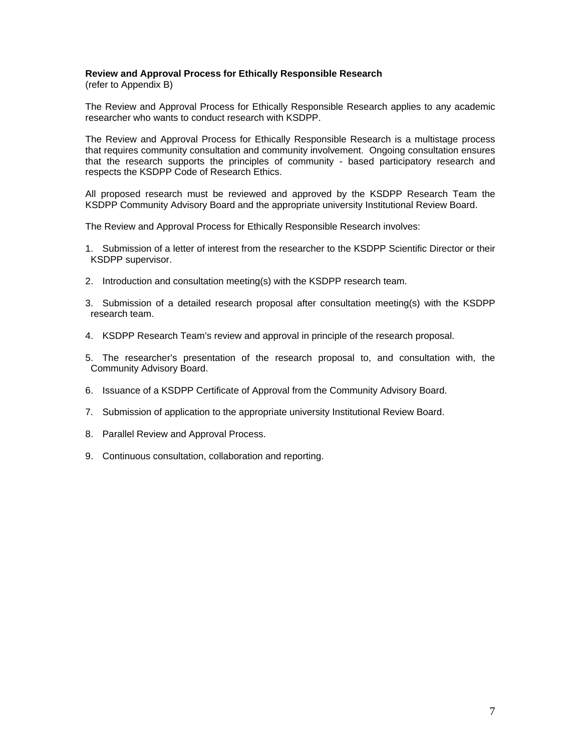**Review and Approval Process for Ethically Responsible Research**
(refer to Appendix B)

The Review and Approval Process for Ethically Responsible Research applies to any academic researcher who wants to conduct research with KSDPP.

The Review and Approval Process for Ethically Responsible Research is a multistage process that requires community consultation and community involvement. Ongoing consultation ensures that the research supports the principles of community - based participatory research and respects the KSDPP Code of Research Ethics.

All proposed research must be reviewed and approved by the KSDPP Research Team the KSDPP Community Advisory Board and the appropriate university Institutional Review Board.

The Review and Approval Process for Ethically Responsible Research involves:

1. Submission of a letter of interest from the researcher to the KSDPP Scientific Director or their KSDPP supervisor.
2. Introduction and consultation meeting(s) with the KSDPP research team.
3. Submission of a detailed research proposal after consultation meeting(s) with the KSDPP research team.
4. KSDPP Research Team's review and approval in principle of the research proposal.
5. The researcher's presentation of the research proposal to, and consultation with, the Community Advisory Board.
6. Issuance of a KSDPP Certificate of Approval from the Community Advisory Board.
7. Submission of application to the appropriate university Institutional Review Board.
8. Parallel Review and Approval Process.
9. Continuous consultation, collaboration and reporting.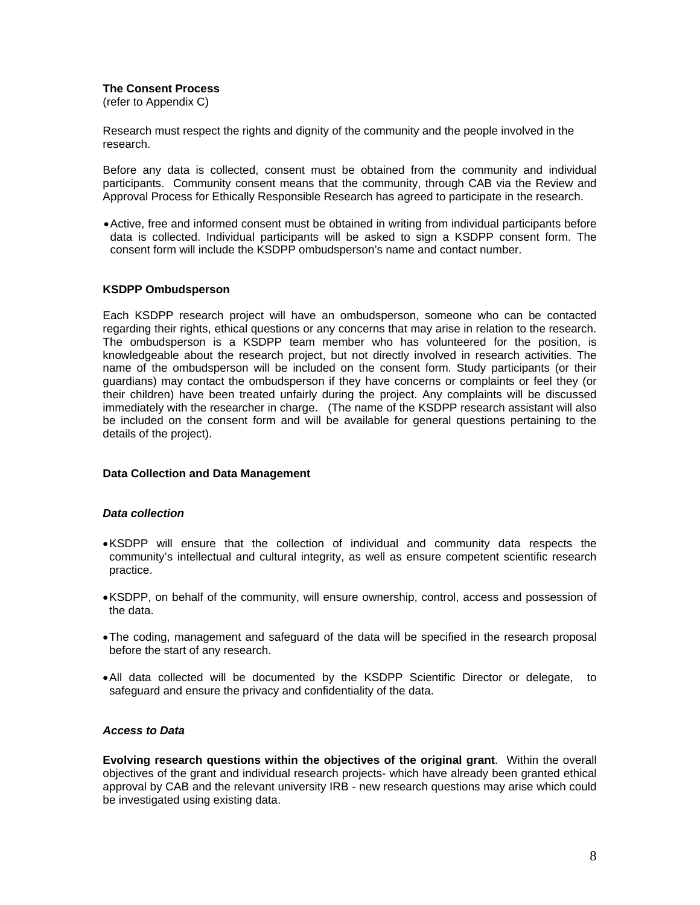**The Consent Process**
(refer to Appendix C)

Research must respect the rights and dignity of the community and the people involved in the research.

Before any data is collected, consent must be obtained from the community and individual participants. Community consent means that the community, through CAB via the Review and Approval Process for Ethically Responsible Research has agreed to participate in the research.

- Active, free and informed consent must be obtained in writing from individual participants before data is collected. Individual participants will be asked to sign a KSDPP consent form. The consent form will include the KSDPP ombudsperson's name and contact number.

**KSDPP Ombudsperson**

Each KSDPP research project will have an ombudsperson, someone who can be contacted regarding their rights, ethical questions or any concerns that may arise in relation to the research. The ombudsperson is a KSDPP team member who has volunteered for the position, is knowledgeable about the research project, but not directly involved in research activities. The name of the ombudsperson will be included on the consent form. Study participants (or their guardians) may contact the ombudsperson if they have concerns or complaints or feel they (or their children) have been treated unfairly during the project. Any complaints will be discussed immediately with the researcher in charge. (The name of the KSDPP research assistant will also be included on the consent form and will be available for general questions pertaining to the details of the project).

**Data Collection and Data Management**

***Data collection***

- KSDPP will ensure that the collection of individual and community data respects the community's intellectual and cultural integrity, as well as ensure competent scientific research practice.
- KSDPP, on behalf of the community, will ensure ownership, control, access and possession of the data.
- The coding, management and safeguard of the data will be specified in the research proposal before the start of any research.
- All data collected will be documented by the KSDPP Scientific Director or delegate, to safeguard and ensure the privacy and confidentiality of the data.

***Access to Data***

**Evolving research questions within the objectives of the original grant**. Within the overall objectives of the grant and individual research projects- which have already been granted ethical approval by CAB and the relevant university IRB - new research questions may arise which could be investigated using existing data.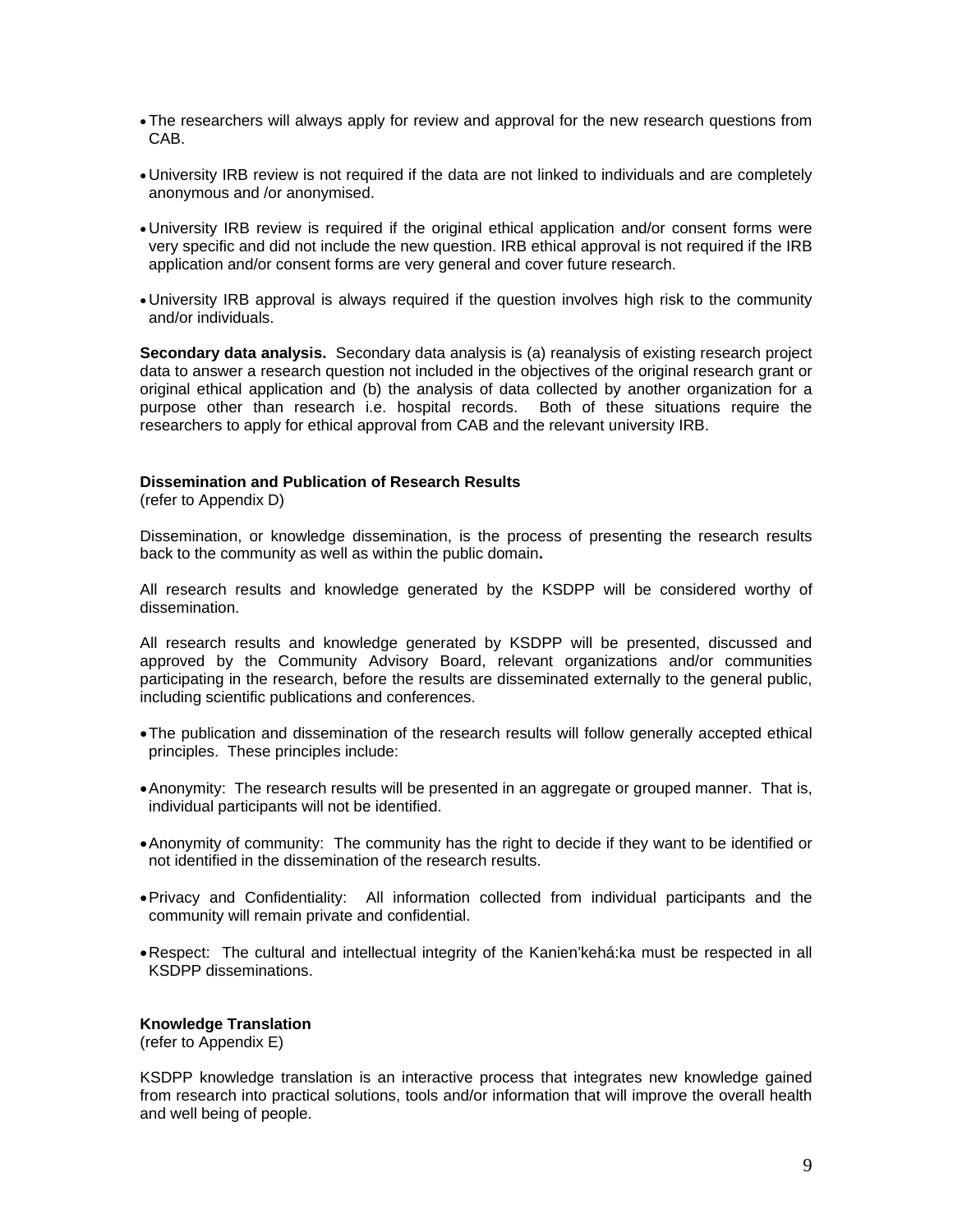- The researchers will always apply for review and approval for the new research questions from CAB.

- University IRB review is not required if the data are not linked to individuals and are completely anonymous and /or anonymised.

- University IRB review is required if the original ethical application and/or consent forms were very specific and did not include the new question. IRB ethical approval is not required if the IRB application and/or consent forms are very general and cover future research.

- University IRB approval is always required if the question involves high risk to the community and/or individuals.

**Secondary data analysis.** Secondary data analysis is (a) reanalysis of existing research project data to answer a research question not included in the objectives of the original research grant or original ethical application and (b) the analysis of data collected by another organization for a purpose other than research i.e. hospital records. Both of these situations require the researchers to apply for ethical approval from CAB and the relevant university IRB.

**Dissemination and Publication of Research Results**
(refer to Appendix D)

Dissemination, or knowledge dissemination, is the process of presenting the research results back to the community as well as within the public domain**.**

All research results and knowledge generated by the KSDPP will be considered worthy of dissemination.

All research results and knowledge generated by KSDPP will be presented, discussed and approved by the Community Advisory Board, relevant organizations and/or communities participating in the research, before the results are disseminated externally to the general public, including scientific publications and conferences.

- The publication and dissemination of the research results will follow generally accepted ethical principles. These principles include:

- Anonymity: The research results will be presented in an aggregate or grouped manner. That is, individual participants will not be identified.

- Anonymity of community: The community has the right to decide if they want to be identified or not identified in the dissemination of the research results.

- Privacy and Confidentiality: All information collected from individual participants and the community will remain private and confidential.

- Respect: The cultural and intellectual integrity of the Kanien'kehá:ka must be respected in all KSDPP disseminations.

**Knowledge Translation**
(refer to Appendix E)

KSDPP knowledge translation is an interactive process that integrates new knowledge gained from research into practical solutions, tools and/or information that will improve the overall health and well being of people.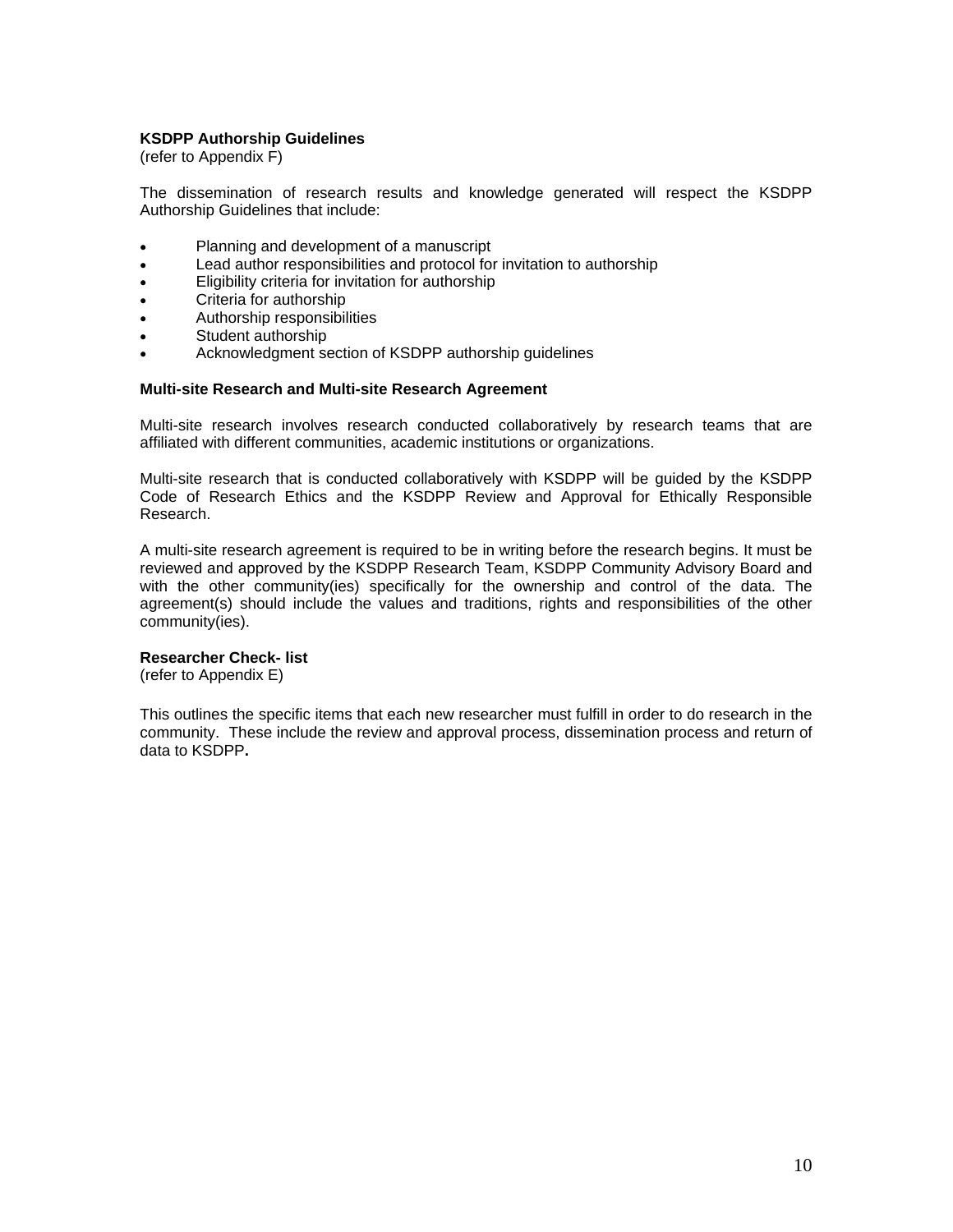**KSDPP Authorship Guidelines**
(refer to Appendix F)

The dissemination of research results and knowledge generated will respect the KSDPP Authorship Guidelines that include:

- Planning and development of a manuscript
- Lead author responsibilities and protocol for invitation to authorship
- Eligibility criteria for invitation for authorship
- Criteria for authorship
- Authorship responsibilities
- Student authorship
- Acknowledgment section of KSDPP authorship guidelines

**Multi-site Research and Multi-site Research Agreement**

Multi-site research involves research conducted collaboratively by research teams that are affiliated with different communities, academic institutions or organizations.

Multi-site research that is conducted collaboratively with KSDPP will be guided by the KSDPP Code of Research Ethics and the KSDPP Review and Approval for Ethically Responsible Research.

A multi-site research agreement is required to be in writing before the research begins. It must be reviewed and approved by the KSDPP Research Team, KSDPP Community Advisory Board and with the other community(ies) specifically for the ownership and control of the data. The agreement(s) should include the values and traditions, rights and responsibilities of the other community(ies).

**Researcher Check- list**
(refer to Appendix E)

This outlines the specific items that each new researcher must fulfill in order to do research in the community. These include the review and approval process, dissemination process and return of data to KSDPP.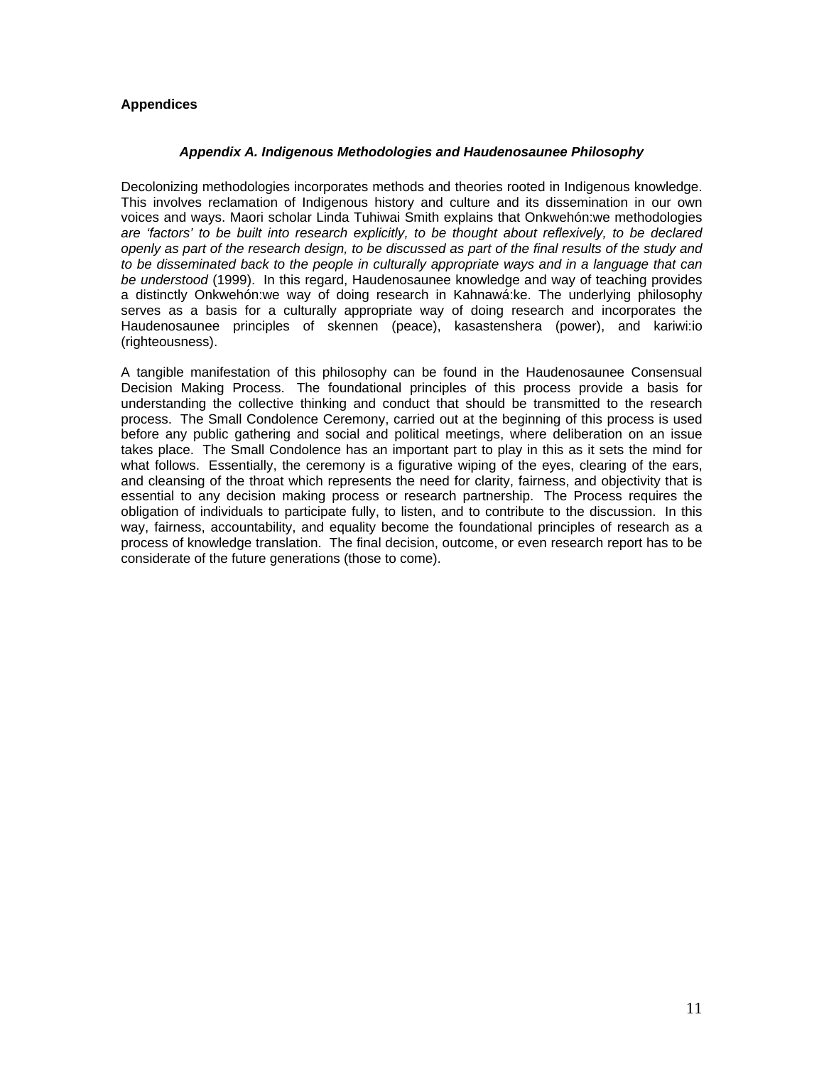**Appendices**

### *Appendix A. Indigenous Methodologies and Haudenosaunee Philosophy*

Decolonizing methodologies incorporates methods and theories rooted in Indigenous knowledge. This involves reclamation of Indigenous history and culture and its dissemination in our own voices and ways. Maori scholar Linda Tuhiwai Smith explains that Onkwehón:we methodologies *are 'factors' to be built into research explicitly, to be thought about reflexively, to be declared openly as part of the research design, to be discussed as part of the final results of the study and to be disseminated back to the people in culturally appropriate ways and in a language that can be understood* (1999). In this regard, Haudenosaunee knowledge and way of teaching provides a distinctly Onkwehón:we way of doing research in Kahnawá:ke. The underlying philosophy serves as a basis for a culturally appropriate way of doing research and incorporates the Haudenosaunee principles of skennen (peace), kasastenshera (power), and kariwi:io (righteousness).

A tangible manifestation of this philosophy can be found in the Haudenosaunee Consensual Decision Making Process. The foundational principles of this process provide a basis for understanding the collective thinking and conduct that should be transmitted to the research process. The Small Condolence Ceremony, carried out at the beginning of this process is used before any public gathering and social and political meetings, where deliberation on an issue takes place. The Small Condolence has an important part to play in this as it sets the mind for what follows. Essentially, the ceremony is a figurative wiping of the eyes, clearing of the ears, and cleansing of the throat which represents the need for clarity, fairness, and objectivity that is essential to any decision making process or research partnership. The Process requires the obligation of individuals to participate fully, to listen, and to contribute to the discussion. In this way, fairness, accountability, and equality become the foundational principles of research as a process of knowledge translation. The final decision, outcome, or even research report has to be considerate of the future generations (those to come).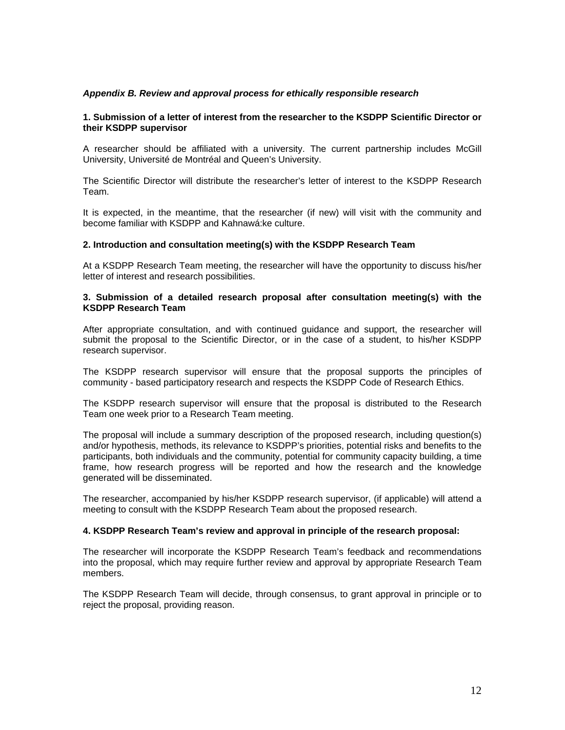***Appendix B. Review and approval process for ethically responsible research***

**1. Submission of a letter of interest from the researcher to the KSDPP Scientific Director or their KSDPP supervisor**

A researcher should be affiliated with a university. The current partnership includes McGill University, Université de Montréal and Queen's University.

The Scientific Director will distribute the researcher's letter of interest to the KSDPP Research Team.

It is expected, in the meantime, that the researcher (if new) will visit with the community and become familiar with KSDPP and Kahnawá:ke culture.

**2. Introduction and consultation meeting(s) with the KSDPP Research Team**

At a KSDPP Research Team meeting, the researcher will have the opportunity to discuss his/her letter of interest and research possibilities.

**3. Submission of a detailed research proposal after consultation meeting(s) with the KSDPP Research Team**

After appropriate consultation, and with continued guidance and support, the researcher will submit the proposal to the Scientific Director, or in the case of a student, to his/her KSDPP research supervisor.

The KSDPP research supervisor will ensure that the proposal supports the principles of community - based participatory research and respects the KSDPP Code of Research Ethics.

The KSDPP research supervisor will ensure that the proposal is distributed to the Research Team one week prior to a Research Team meeting.

The proposal will include a summary description of the proposed research, including question(s) and/or hypothesis, methods, its relevance to KSDPP's priorities, potential risks and benefits to the participants, both individuals and the community, potential for community capacity building, a time frame, how research progress will be reported and how the research and the knowledge generated will be disseminated.

The researcher, accompanied by his/her KSDPP research supervisor, (if applicable) will attend a meeting to consult with the KSDPP Research Team about the proposed research.

**4. KSDPP Research Team's review and approval in principle of the research proposal:**

The researcher will incorporate the KSDPP Research Team's feedback and recommendations into the proposal, which may require further review and approval by appropriate Research Team members.

The KSDPP Research Team will decide, through consensus, to grant approval in principle or to reject the proposal, providing reason.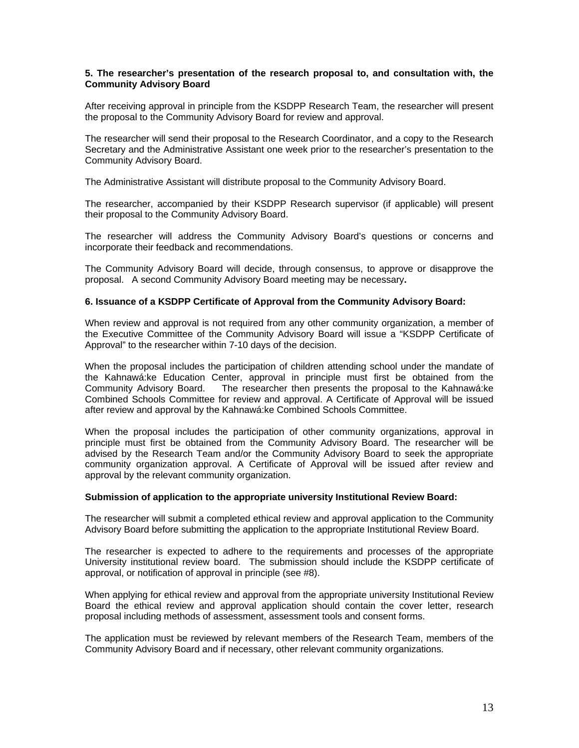**5. The researcher's presentation of the research proposal to, and consultation with, the Community Advisory Board**

After receiving approval in principle from the KSDPP Research Team, the researcher will present the proposal to the Community Advisory Board for review and approval.

The researcher will send their proposal to the Research Coordinator, and a copy to the Research Secretary and the Administrative Assistant one week prior to the researcher's presentation to the Community Advisory Board.

The Administrative Assistant will distribute proposal to the Community Advisory Board.

The researcher, accompanied by their KSDPP Research supervisor (if applicable) will present their proposal to the Community Advisory Board.

The researcher will address the Community Advisory Board's questions or concerns and incorporate their feedback and recommendations.

The Community Advisory Board will decide, through consensus, to approve or disapprove the proposal. A second Community Advisory Board meeting may be necessary.

**6. Issuance of a KSDPP Certificate of Approval from the Community Advisory Board:**

When review and approval is not required from any other community organization, a member of the Executive Committee of the Community Advisory Board will issue a "KSDPP Certificate of Approval" to the researcher within 7-10 days of the decision.

When the proposal includes the participation of children attending school under the mandate of the Kahnawá:ke Education Center, approval in principle must first be obtained from the Community Advisory Board. The researcher then presents the proposal to the Kahnawá:ke Combined Schools Committee for review and approval. A Certificate of Approval will be issued after review and approval by the Kahnawá:ke Combined Schools Committee.

When the proposal includes the participation of other community organizations, approval in principle must first be obtained from the Community Advisory Board. The researcher will be advised by the Research Team and/or the Community Advisory Board to seek the appropriate community organization approval. A Certificate of Approval will be issued after review and approval by the relevant community organization.

**Submission of application to the appropriate university Institutional Review Board:**

The researcher will submit a completed ethical review and approval application to the Community Advisory Board before submitting the application to the appropriate Institutional Review Board.

The researcher is expected to adhere to the requirements and processes of the appropriate University institutional review board. The submission should include the KSDPP certificate of approval, or notification of approval in principle (see #8).

When applying for ethical review and approval from the appropriate university Institutional Review Board the ethical review and approval application should contain the cover letter, research proposal including methods of assessment, assessment tools and consent forms.

The application must be reviewed by relevant members of the Research Team, members of the Community Advisory Board and if necessary, other relevant community organizations.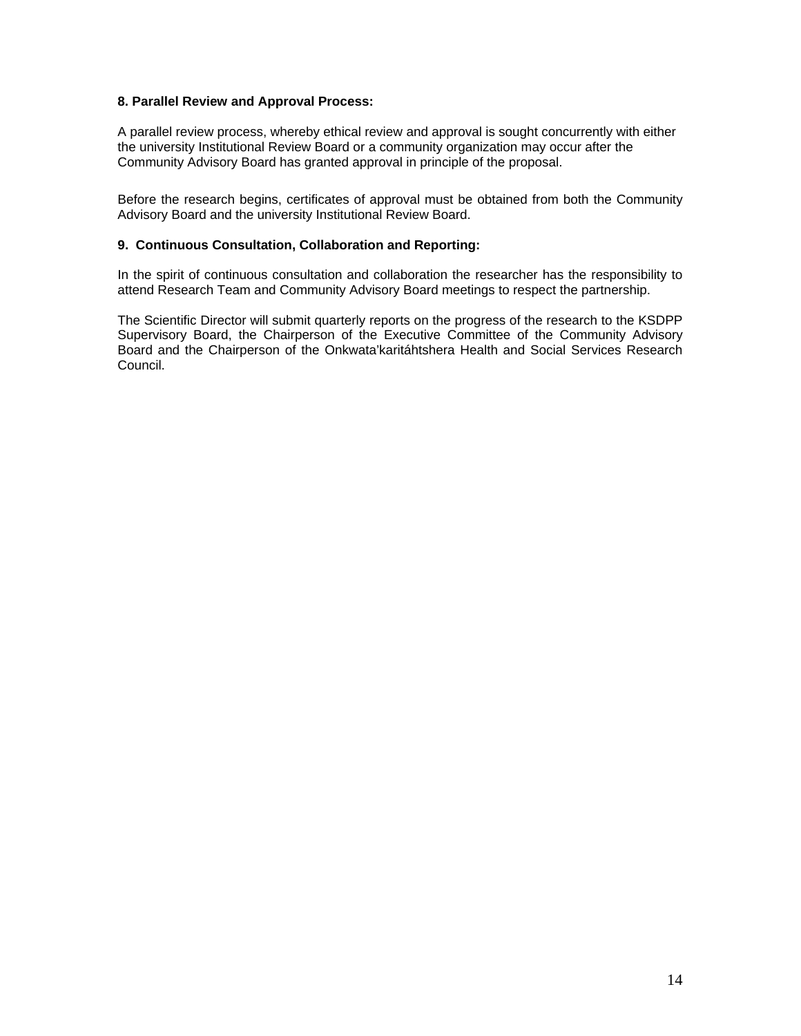**8. Parallel Review and Approval Process:**

A parallel review process, whereby ethical review and approval is sought concurrently with either the university Institutional Review Board or a community organization may occur after the Community Advisory Board has granted approval in principle of the proposal.

Before the research begins, certificates of approval must be obtained from both the Community Advisory Board and the university Institutional Review Board.

**9. Continuous Consultation, Collaboration and Reporting:**

In the spirit of continuous consultation and collaboration the researcher has the responsibility to attend Research Team and Community Advisory Board meetings to respect the partnership.

The Scientific Director will submit quarterly reports on the progress of the research to the KSDPP Supervisory Board, the Chairperson of the Executive Committee of the Community Advisory Board and the Chairperson of the Onkwata'karitáhtshera Health and Social Services Research Council.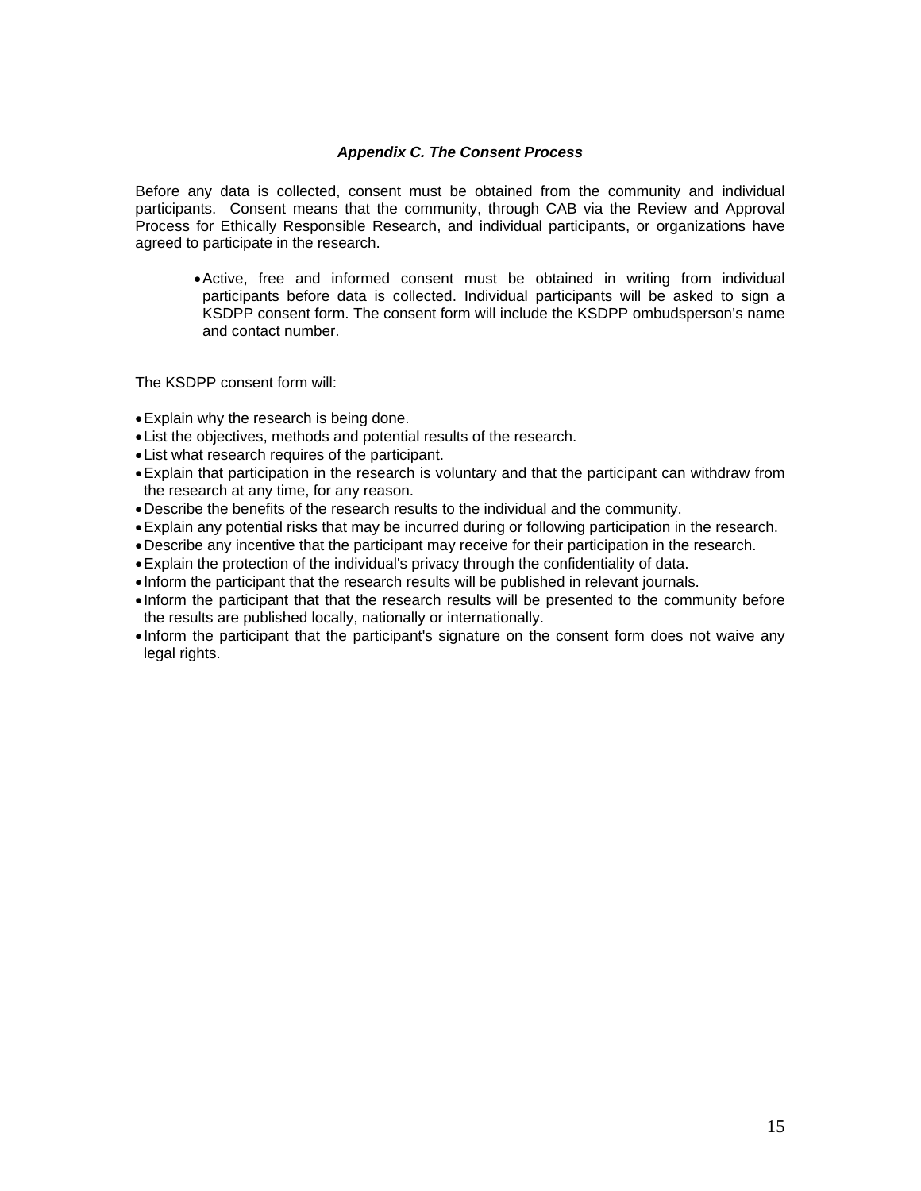### *Appendix C. The Consent Process*

Before any data is collected, consent must be obtained from the community and individual participants. Consent means that the community, through CAB via the Review and Approval Process for Ethically Responsible Research, and individual participants, or organizations have agreed to participate in the research.

- Active, free and informed consent must be obtained in writing from individual participants before data is collected. Individual participants will be asked to sign a KSDPP consent form. The consent form will include the KSDPP ombudsperson's name and contact number.

The KSDPP consent form will:

- Explain why the research is being done.
- List the objectives, methods and potential results of the research.
- List what research requires of the participant.
- Explain that participation in the research is voluntary and that the participant can withdraw from the research at any time, for any reason.
- Describe the benefits of the research results to the individual and the community.
- Explain any potential risks that may be incurred during or following participation in the research.
- Describe any incentive that the participant may receive for their participation in the research.
- Explain the protection of the individual's privacy through the confidentiality of data.
- Inform the participant that the research results will be published in relevant journals.
- Inform the participant that that the research results will be presented to the community before the results are published locally, nationally or internationally.
- Inform the participant that the participant's signature on the consent form does not waive any legal rights.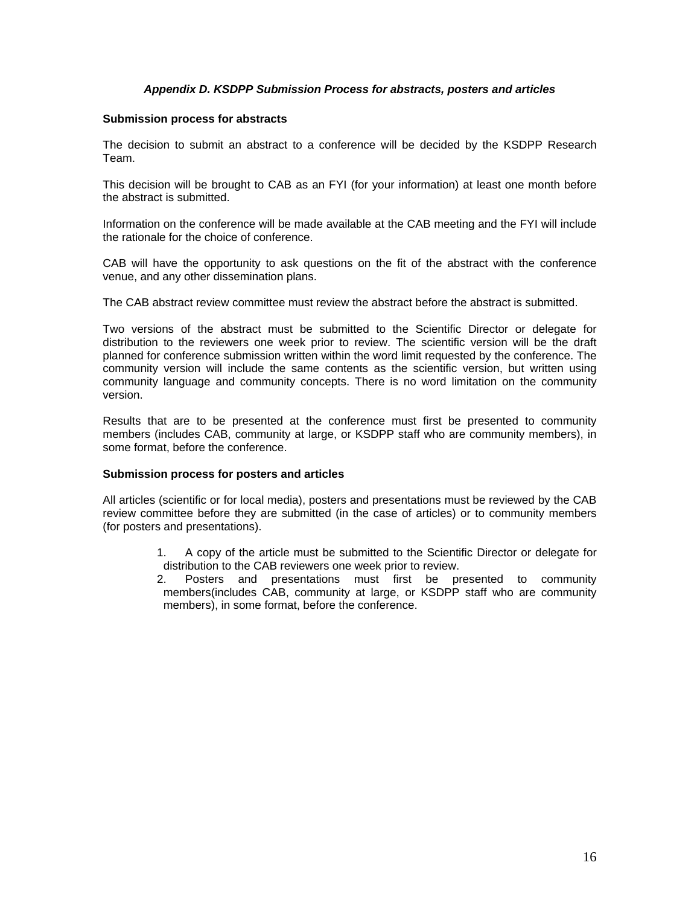### *Appendix D. KSDPP Submission Process for abstracts, posters and articles*

**Submission process for abstracts**

The decision to submit an abstract to a conference will be decided by the KSDPP Research Team.

This decision will be brought to CAB as an FYI (for your information) at least one month before the abstract is submitted.

Information on the conference will be made available at the CAB meeting and the FYI will include the rationale for the choice of conference.

CAB will have the opportunity to ask questions on the fit of the abstract with the conference venue, and any other dissemination plans.

The CAB abstract review committee must review the abstract before the abstract is submitted.

Two versions of the abstract must be submitted to the Scientific Director or delegate for distribution to the reviewers one week prior to review. The scientific version will be the draft planned for conference submission written within the word limit requested by the conference. The community version will include the same contents as the scientific version, but written using community language and community concepts. There is no word limitation on the community version.

Results that are to be presented at the conference must first be presented to community members (includes CAB, community at large, or KSDPP staff who are community members), in some format, before the conference.

**Submission process for posters and articles**

All articles (scientific or for local media), posters and presentations must be reviewed by the CAB review committee before they are submitted (in the case of articles) or to community members (for posters and presentations).

1. A copy of the article must be submitted to the Scientific Director or delegate for distribution to the CAB reviewers one week prior to review.
2. Posters and presentations must first be presented to community members(includes CAB, community at large, or KSDPP staff who are community members), in some format, before the conference.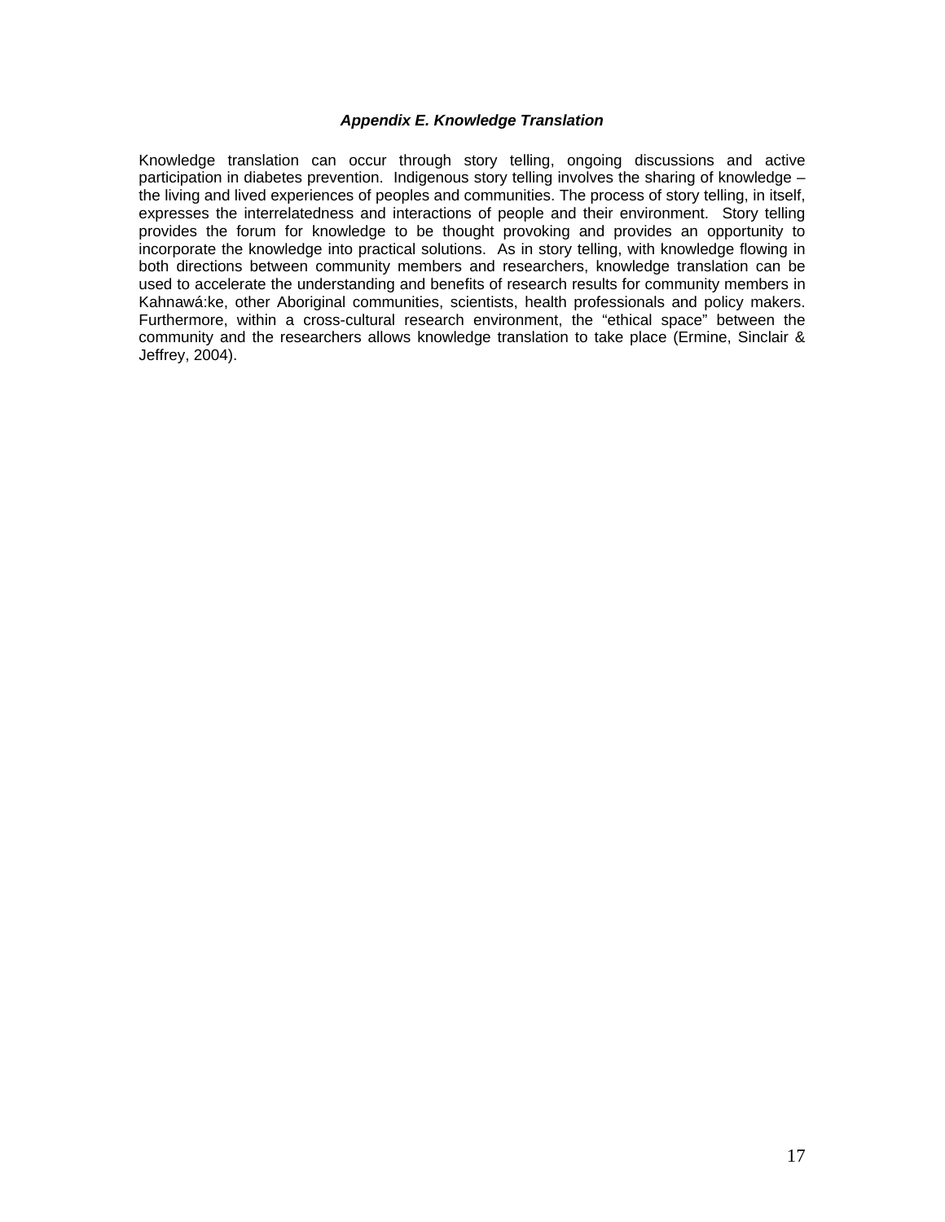### *Appendix E. Knowledge Translation*

Knowledge translation can occur through story telling, ongoing discussions and active participation in diabetes prevention. Indigenous story telling involves the sharing of knowledge – the living and lived experiences of peoples and communities. The process of story telling, in itself, expresses the interrelatedness and interactions of people and their environment. Story telling provides the forum for knowledge to be thought provoking and provides an opportunity to incorporate the knowledge into practical solutions. As in story telling, with knowledge flowing in both directions between community members and researchers, knowledge translation can be used to accelerate the understanding and benefits of research results for community members in Kahnawá:ke, other Aboriginal communities, scientists, health professionals and policy makers. Furthermore, within a cross-cultural research environment, the "ethical space" between the community and the researchers allows knowledge translation to take place (Ermine, Sinclair & Jeffrey, 2004).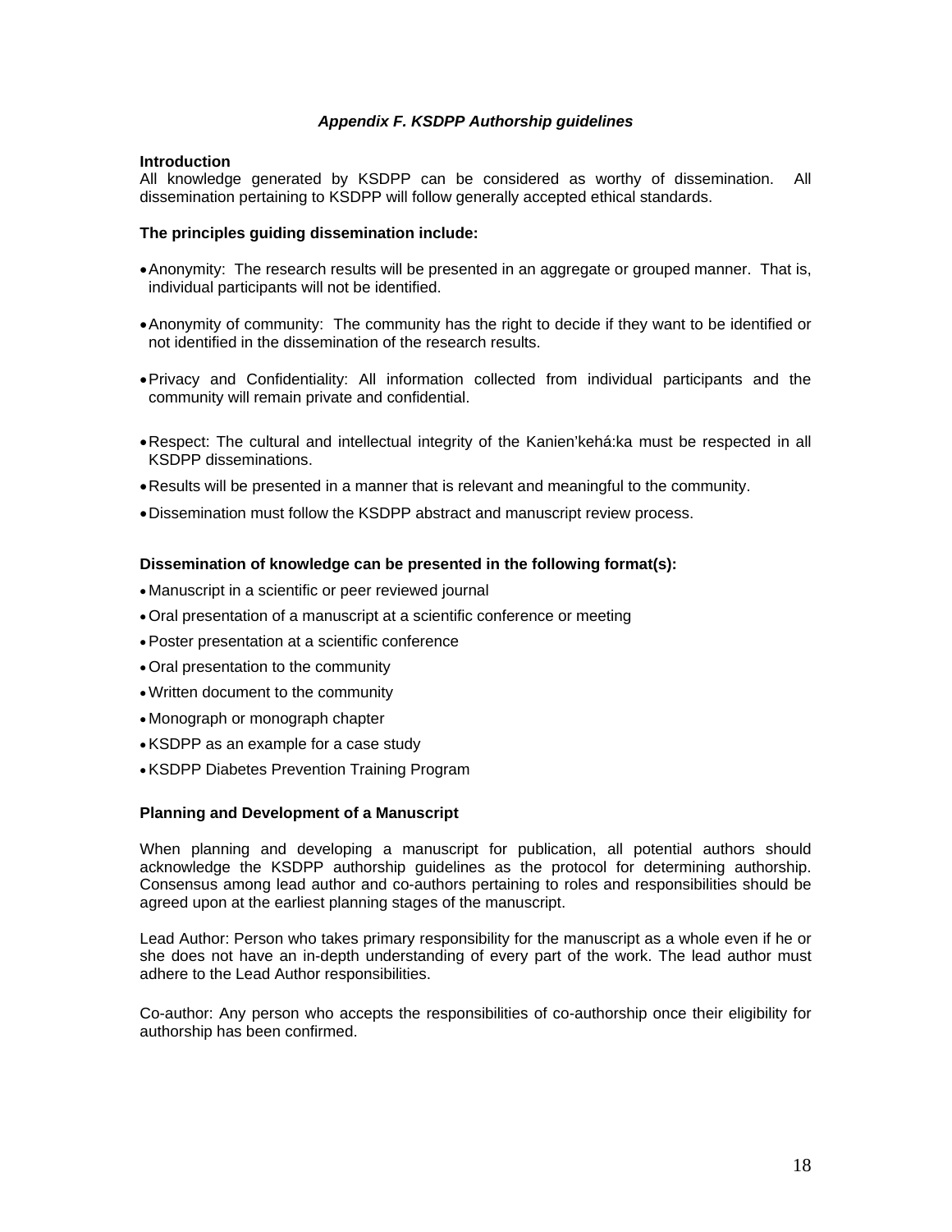## *Appendix F. KSDPP Authorship guidelines*

**Introduction**

All knowledge generated by KSDPP can be considered as worthy of dissemination. All dissemination pertaining to KSDPP will follow generally accepted ethical standards.

**The principles guiding dissemination include:**

- Anonymity: The research results will be presented in an aggregate or grouped manner. That is, individual participants will not be identified.
- Anonymity of community: The community has the right to decide if they want to be identified or not identified in the dissemination of the research results.
- Privacy and Confidentiality: All information collected from individual participants and the community will remain private and confidential.
- Respect: The cultural and intellectual integrity of the Kanien'kehá:ka must be respected in all KSDPP disseminations.
- Results will be presented in a manner that is relevant and meaningful to the community.
- Dissemination must follow the KSDPP abstract and manuscript review process.

**Dissemination of knowledge can be presented in the following format(s):**

- Manuscript in a scientific or peer reviewed journal
- Oral presentation of a manuscript at a scientific conference or meeting
- Poster presentation at a scientific conference
- Oral presentation to the community
- Written document to the community
- Monograph or monograph chapter
- KSDPP as an example for a case study
- KSDPP Diabetes Prevention Training Program

**Planning and Development of a Manuscript**

When planning and developing a manuscript for publication, all potential authors should acknowledge the KSDPP authorship guidelines as the protocol for determining authorship. Consensus among lead author and co-authors pertaining to roles and responsibilities should be agreed upon at the earliest planning stages of the manuscript.

Lead Author: Person who takes primary responsibility for the manuscript as a whole even if he or she does not have an in-depth understanding of every part of the work. The lead author must adhere to the Lead Author responsibilities.

Co-author: Any person who accepts the responsibilities of co-authorship once their eligibility for authorship has been confirmed.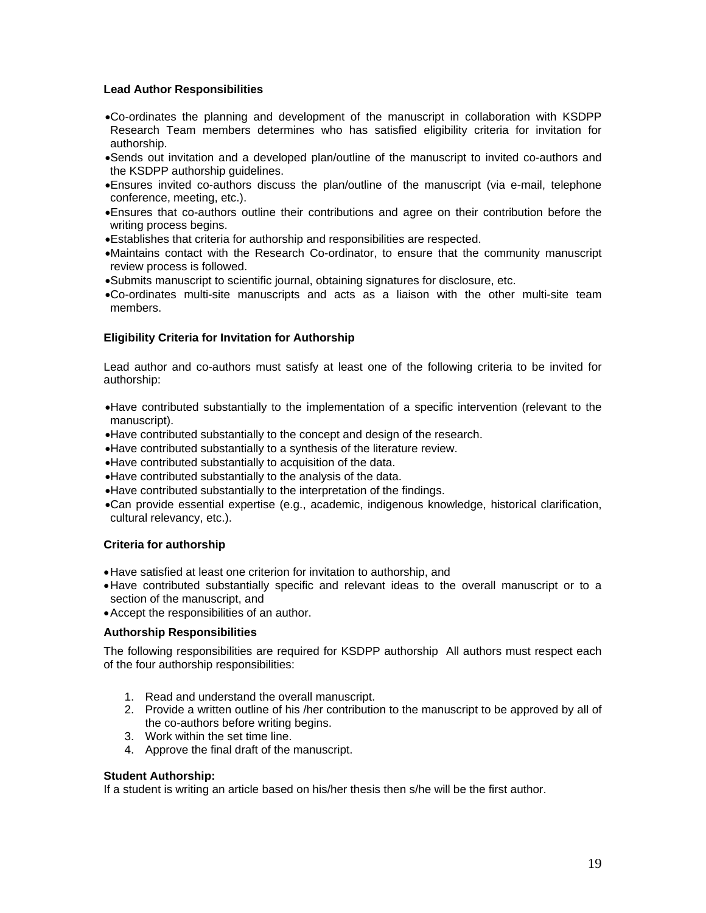**Lead Author Responsibilities**

- Co-ordinates the planning and development of the manuscript in collaboration with KSDPP Research Team members determines who has satisfied eligibility criteria for invitation for authorship.
- Sends out invitation and a developed plan/outline of the manuscript to invited co-authors and the KSDPP authorship guidelines.
- Ensures invited co-authors discuss the plan/outline of the manuscript (via e-mail, telephone conference, meeting, etc.).
- Ensures that co-authors outline their contributions and agree on their contribution before the writing process begins.
- Establishes that criteria for authorship and responsibilities are respected.
- Maintains contact with the Research Co-ordinator, to ensure that the community manuscript review process is followed.
- Submits manuscript to scientific journal, obtaining signatures for disclosure, etc.
- Co-ordinates multi-site manuscripts and acts as a liaison with the other multi-site team members.

**Eligibility Criteria for Invitation for Authorship**

Lead author and co-authors must satisfy at least one of the following criteria to be invited for authorship:

- Have contributed substantially to the implementation of a specific intervention (relevant to the manuscript).
- Have contributed substantially to the concept and design of the research.
- Have contributed substantially to a synthesis of the literature review.
- Have contributed substantially to acquisition of the data.
- Have contributed substantially to the analysis of the data.
- Have contributed substantially to the interpretation of the findings.
- Can provide essential expertise (e.g., academic, indigenous knowledge, historical clarification, cultural relevancy, etc.).

**Criteria for authorship**

- Have satisfied at least one criterion for invitation to authorship, and
- Have contributed substantially specific and relevant ideas to the overall manuscript or to a section of the manuscript, and
- Accept the responsibilities of an author.

**Authorship Responsibilities**

The following responsibilities are required for KSDPP authorship  All authors must respect each of the four authorship responsibilities:

1. Read and understand the overall manuscript.
2. Provide a written outline of his /her contribution to the manuscript to be approved by all of the co-authors before writing begins.
3. Work within the set time line.
4. Approve the final draft of the manuscript.

**Student Authorship:**
If a student is writing an article based on his/her thesis then s/he will be the first author.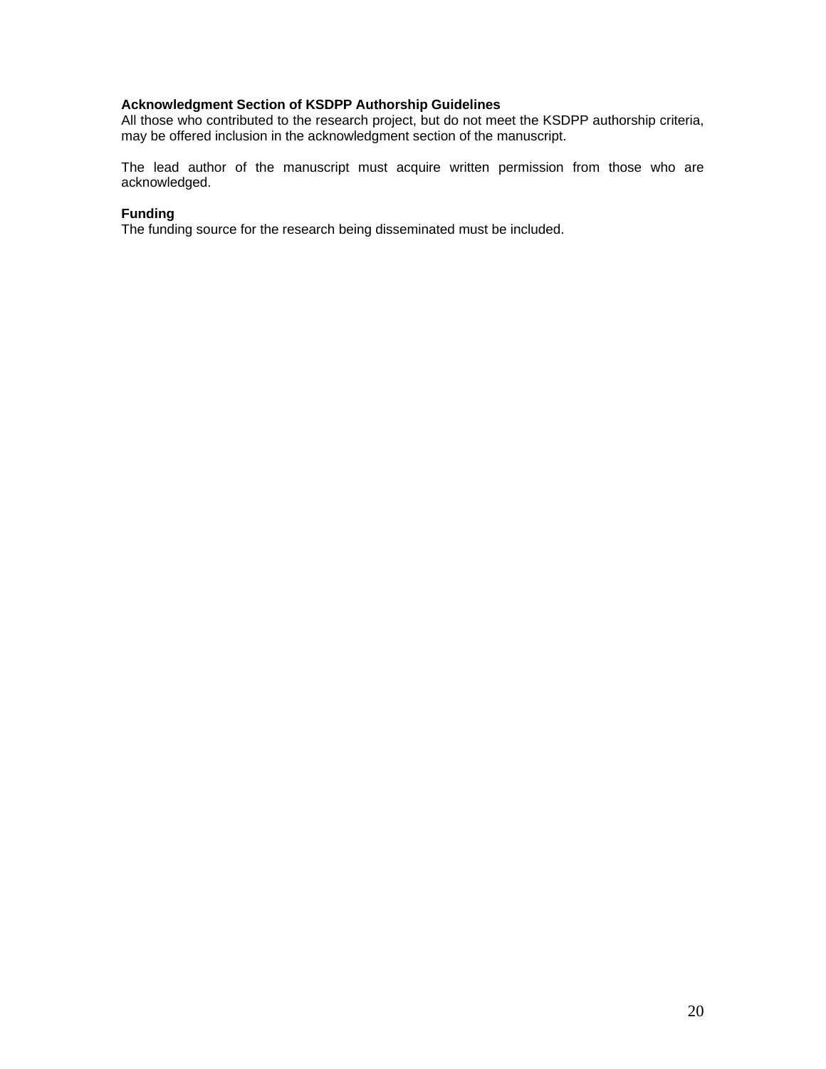**Acknowledgment Section of KSDPP Authorship Guidelines**
All those who contributed to the research project, but do not meet the KSDPP authorship criteria, may be offered inclusion in the acknowledgment section of the manuscript.

The lead author of the manuscript must acquire written permission from those who are acknowledged.

**Funding**
The funding source for the research being disseminated must be included.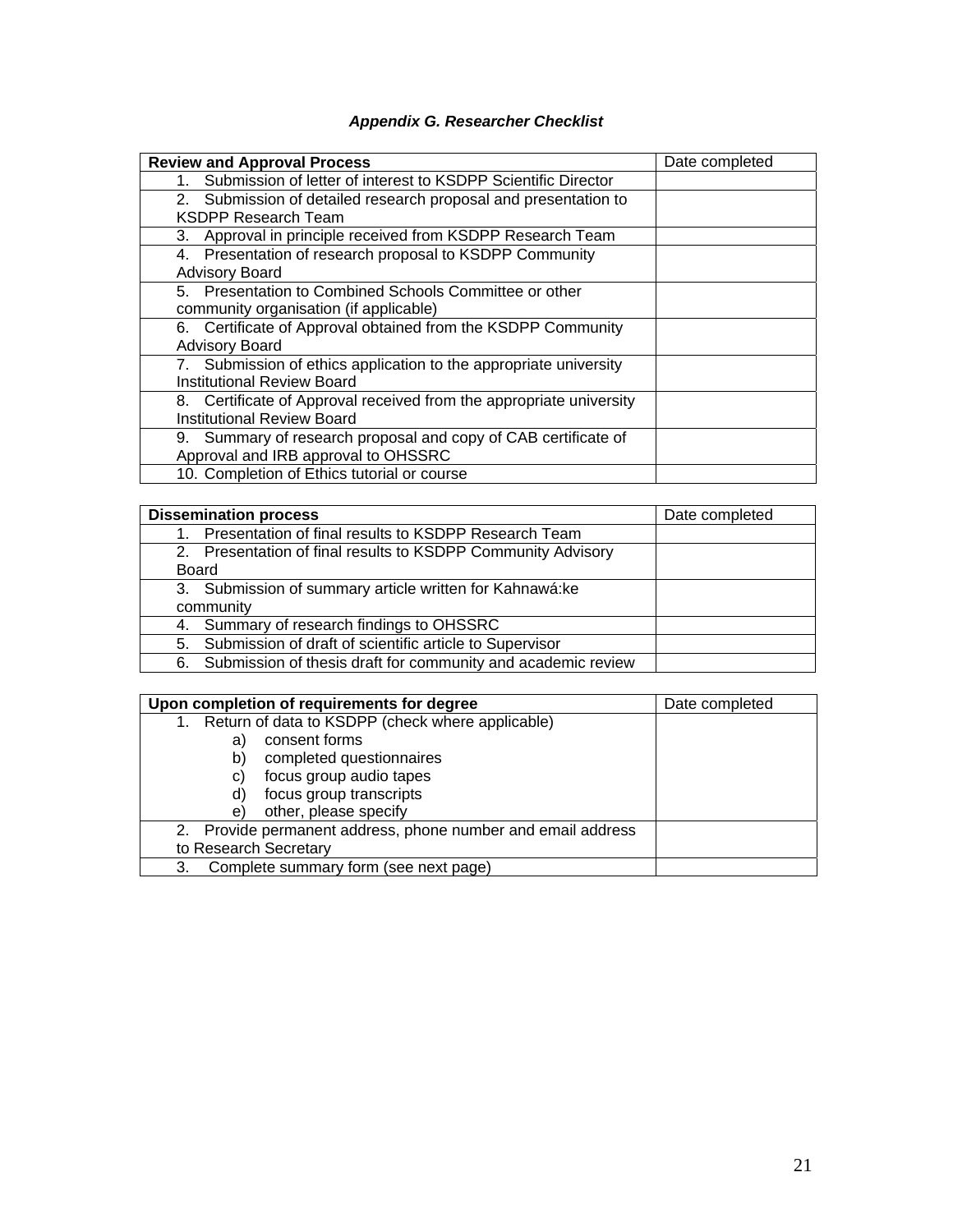*Appendix G. Researcher Checklist*

| **Review and Approval Process** | Date completed |
|---|---|
| 1. Submission of letter of interest to KSDPP Scientific Director | |
| 2. Submission of detailed research proposal and presentation to KSDPP Research Team | |
| 3. Approval in principle received from KSDPP Research Team | |
| 4. Presentation of research proposal to KSDPP Community Advisory Board | |
| 5. Presentation to Combined Schools Committee or other community organisation (if applicable) | |
| 6. Certificate of Approval obtained from the KSDPP Community Advisory Board | |
| 7. Submission of ethics application to the appropriate university Institutional Review Board | |
| 8. Certificate of Approval received from the appropriate university Institutional Review Board | |
| 9. Summary of research proposal and copy of CAB certificate of Approval and IRB approval to OHSSRC | |
| 10. Completion of Ethics tutorial or course | |

| **Dissemination process** | Date completed |
|---|---|
| 1. Presentation of final results to KSDPP Research Team | |
| 2. Presentation of final results to KSDPP Community Advisory Board | |
| 3. Submission of summary article written for Kahnawá:ke community | |
| 4. Summary of research findings to OHSSRC | |
| 5. Submission of draft of scientific article to Supervisor | |
| 6. Submission of thesis draft for community and academic review | |

| **Upon completion of requirements for degree** | Date completed |
|---|---|
| 1. Return of data to KSDPP (check where applicable)<br>a) consent forms<br>b) completed questionnaires<br>c) focus group audio tapes<br>d) focus group transcripts<br>e) other, please specify | |
| 2. Provide permanent address, phone number and email address to Research Secretary | |
| 3. Complete summary form (see next page) | |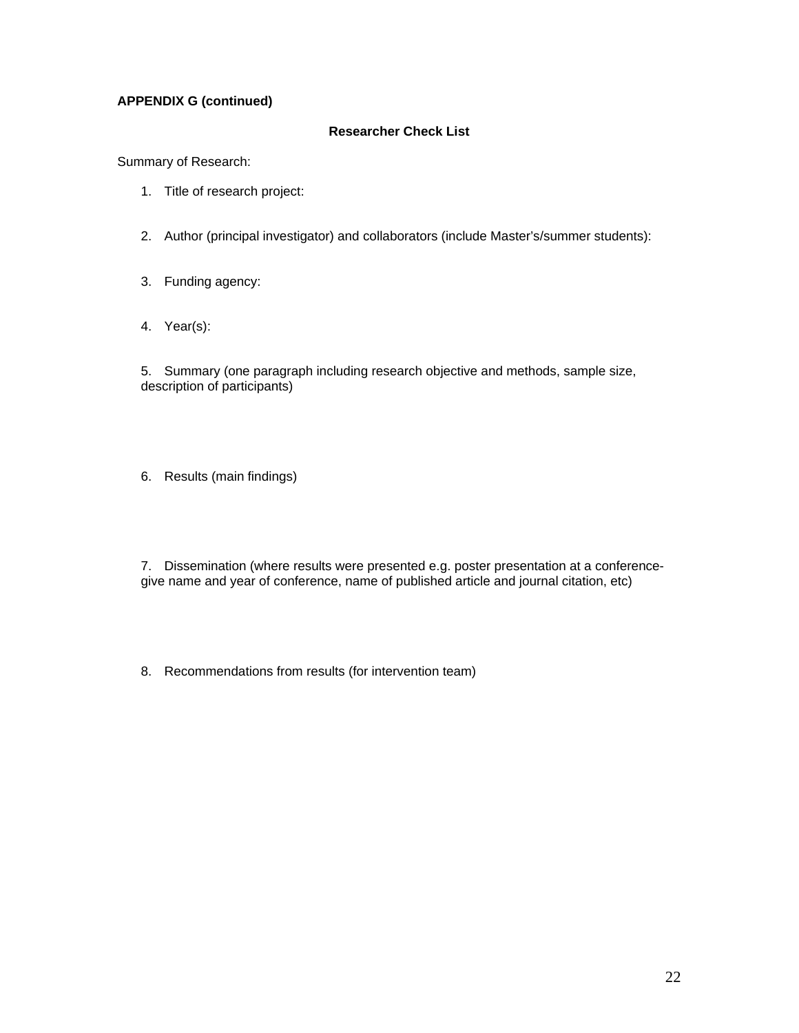**APPENDIX G (continued)**

## Researcher Check List

Summary of Research:

1. Title of research project:

2. Author (principal investigator) and collaborators (include Master's/summer students):

3. Funding agency:

4. Year(s):

5. Summary (one paragraph including research objective and methods, sample size, description of participants)

6. Results (main findings)

7. Dissemination (where results were presented e.g. poster presentation at a conference-give name and year of conference, name of published article and journal citation, etc)

8. Recommendations from results (for intervention team)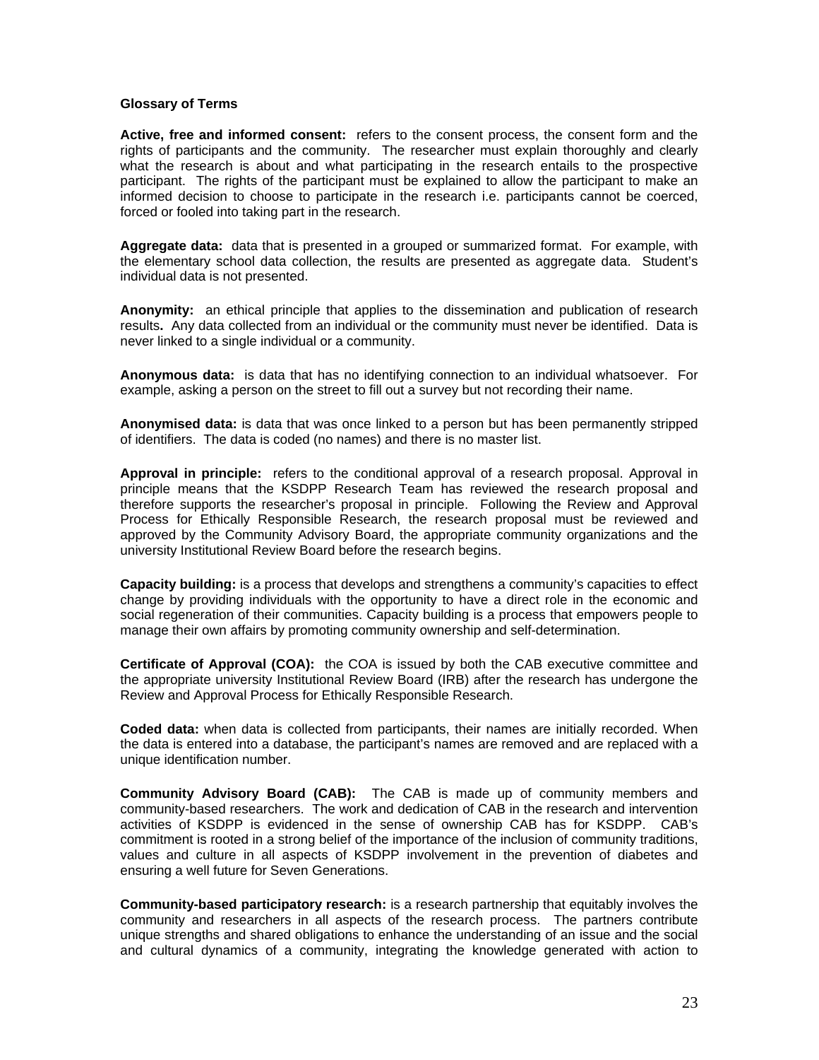**Glossary of Terms**

**Active, free and informed consent:** refers to the consent process, the consent form and the rights of participants and the community. The researcher must explain thoroughly and clearly what the research is about and what participating in the research entails to the prospective participant. The rights of the participant must be explained to allow the participant to make an informed decision to choose to participate in the research i.e. participants cannot be coerced, forced or fooled into taking part in the research.

**Aggregate data:** data that is presented in a grouped or summarized format. For example, with the elementary school data collection, the results are presented as aggregate data. Student's individual data is not presented.

**Anonymity:** an ethical principle that applies to the dissemination and publication of research results**.** Any data collected from an individual or the community must never be identified. Data is never linked to a single individual or a community.

**Anonymous data:** is data that has no identifying connection to an individual whatsoever. For example, asking a person on the street to fill out a survey but not recording their name.

**Anonymised data:** is data that was once linked to a person but has been permanently stripped of identifiers. The data is coded (no names) and there is no master list.

**Approval in principle:** refers to the conditional approval of a research proposal. Approval in principle means that the KSDPP Research Team has reviewed the research proposal and therefore supports the researcher's proposal in principle. Following the Review and Approval Process for Ethically Responsible Research, the research proposal must be reviewed and approved by the Community Advisory Board, the appropriate community organizations and the university Institutional Review Board before the research begins.

**Capacity building:** is a process that develops and strengthens a community's capacities to effect change by providing individuals with the opportunity to have a direct role in the economic and social regeneration of their communities. Capacity building is a process that empowers people to manage their own affairs by promoting community ownership and self-determination.

**Certificate of Approval (COA):** the COA is issued by both the CAB executive committee and the appropriate university Institutional Review Board (IRB) after the research has undergone the Review and Approval Process for Ethically Responsible Research.

**Coded data:** when data is collected from participants, their names are initially recorded. When the data is entered into a database, the participant's names are removed and are replaced with a unique identification number.

**Community Advisory Board (CAB):** The CAB is made up of community members and community-based researchers. The work and dedication of CAB in the research and intervention activities of KSDPP is evidenced in the sense of ownership CAB has for KSDPP. CAB's commitment is rooted in a strong belief of the importance of the inclusion of community traditions, values and culture in all aspects of KSDPP involvement in the prevention of diabetes and ensuring a well future for Seven Generations.

**Community-based participatory research:** is a research partnership that equitably involves the community and researchers in all aspects of the research process. The partners contribute unique strengths and shared obligations to enhance the understanding of an issue and the social and cultural dynamics of a community, integrating the knowledge generated with action to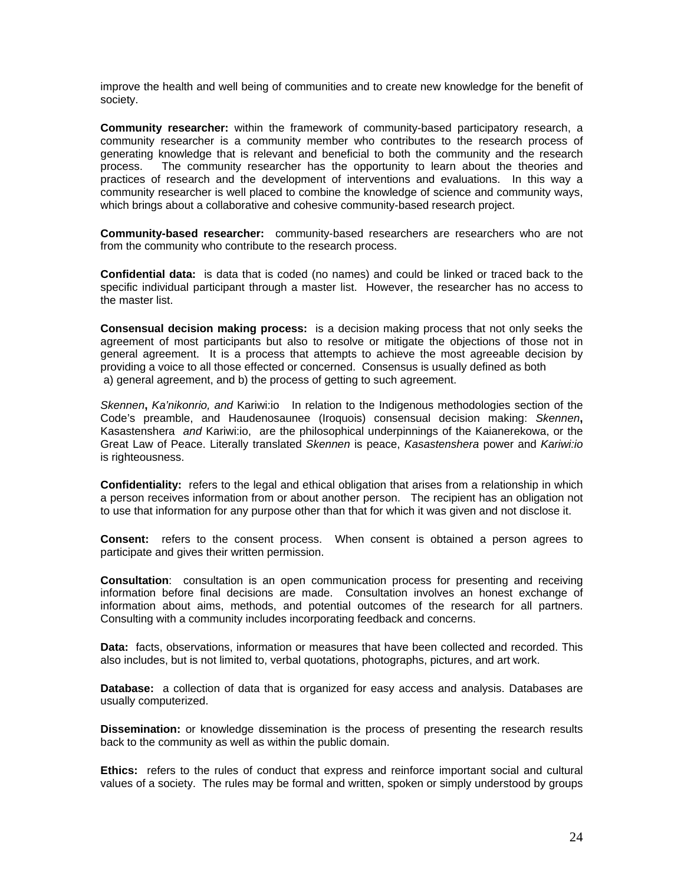improve the health and well being of communities and to create new knowledge for the benefit of society.

**Community researcher:** within the framework of community-based participatory research, a community researcher is a community member who contributes to the research process of generating knowledge that is relevant and beneficial to both the community and the research process. The community researcher has the opportunity to learn about the theories and practices of research and the development of interventions and evaluations. In this way a community researcher is well placed to combine the knowledge of science and community ways, which brings about a collaborative and cohesive community-based research project.

**Community-based researcher:** community-based researchers are researchers who are not from the community who contribute to the research process.

**Confidential data:** is data that is coded (no names) and could be linked or traced back to the specific individual participant through a master list. However, the researcher has no access to the master list.

**Consensual decision making process:** is a decision making process that not only seeks the agreement of most participants but also to resolve or mitigate the objections of those not in general agreement. It is a process that attempts to achieve the most agreeable decision by providing a voice to all those effected or concerned. Consensus is usually defined as both a) general agreement, and b) the process of getting to such agreement.

*Skennen***,** *Ka'nikonrio, and* Kariwi:io In relation to the Indigenous methodologies section of the Code's preamble, and Haudenosaunee (Iroquois) consensual decision making: *Skennen***,** Kasastenshera *and* Kariwi:io, are the philosophical underpinnings of the Kaianerekowa, or the Great Law of Peace. Literally translated *Skennen* is peace, *Kasastenshera* power and *Kariwi:io* is righteousness.

**Confidentiality:** refers to the legal and ethical obligation that arises from a relationship in which a person receives information from or about another person. The recipient has an obligation not to use that information for any purpose other than that for which it was given and not disclose it.

**Consent:** refers to the consent process. When consent is obtained a person agrees to participate and gives their written permission.

**Consultation**: consultation is an open communication process for presenting and receiving information before final decisions are made. Consultation involves an honest exchange of information about aims, methods, and potential outcomes of the research for all partners. Consulting with a community includes incorporating feedback and concerns.

**Data:** facts, observations, information or measures that have been collected and recorded. This also includes, but is not limited to, verbal quotations, photographs, pictures, and art work.

**Database:** a collection of data that is organized for easy access and analysis. Databases are usually computerized.

**Dissemination:** or knowledge dissemination is the process of presenting the research results back to the community as well as within the public domain.

**Ethics:** refers to the rules of conduct that express and reinforce important social and cultural values of a society. The rules may be formal and written, spoken or simply understood by groups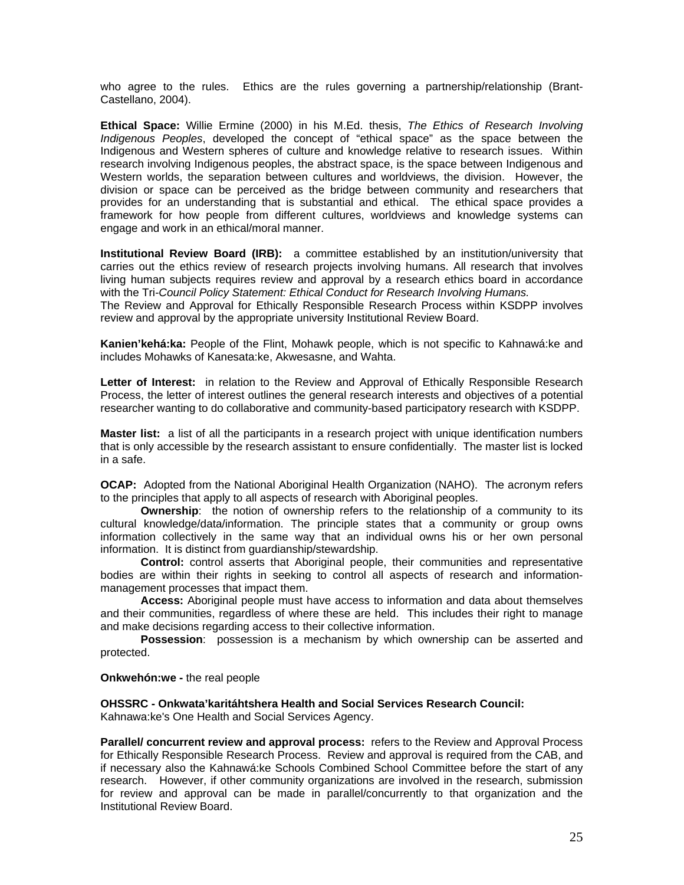who agree to the rules. Ethics are the rules governing a partnership/relationship (Brant-Castellano, 2004).

**Ethical Space:** Willie Ermine (2000) in his M.Ed. thesis, *The Ethics of Research Involving Indigenous Peoples*, developed the concept of "ethical space" as the space between the Indigenous and Western spheres of culture and knowledge relative to research issues. Within research involving Indigenous peoples, the abstract space, is the space between Indigenous and Western worlds, the separation between cultures and worldviews, the division. However, the division or space can be perceived as the bridge between community and researchers that provides for an understanding that is substantial and ethical. The ethical space provides a framework for how people from different cultures, worldviews and knowledge systems can engage and work in an ethical/moral manner.

**Institutional Review Board (IRB):** a committee established by an institution/university that carries out the ethics review of research projects involving humans. All research that involves living human subjects requires review and approval by a research ethics board in accordance with the Tri-*Council Policy Statement: Ethical Conduct for Research Involving Humans.*
The Review and Approval for Ethically Responsible Research Process within KSDPP involves review and approval by the appropriate university Institutional Review Board.

**Kanien'kehá:ka:** People of the Flint, Mohawk people, which is not specific to Kahnawá:ke and includes Mohawks of Kanesata:ke, Akwesasne, and Wahta.

**Letter of Interest:** in relation to the Review and Approval of Ethically Responsible Research Process, the letter of interest outlines the general research interests and objectives of a potential researcher wanting to do collaborative and community-based participatory research with KSDPP.

**Master list:** a list of all the participants in a research project with unique identification numbers that is only accessible by the research assistant to ensure confidentially. The master list is locked in a safe.

**OCAP:** Adopted from the National Aboriginal Health Organization (NAHO). The acronym refers to the principles that apply to all aspects of research with Aboriginal peoples.

**Ownership**: the notion of ownership refers to the relationship of a community to its cultural knowledge/data/information. The principle states that a community or group owns information collectively in the same way that an individual owns his or her own personal information. It is distinct from guardianship/stewardship.

**Control:** control asserts that Aboriginal people, their communities and representative bodies are within their rights in seeking to control all aspects of research and information-management processes that impact them.

**Access:** Aboriginal people must have access to information and data about themselves and their communities, regardless of where these are held. This includes their right to manage and make decisions regarding access to their collective information.

**Possession**: possession is a mechanism by which ownership can be asserted and protected.

**Onkwehón:we -** the real people

**OHSSRC - Onkwata'karitáhtshera Health and Social Services Research Council:**
Kahnawa:ke's One Health and Social Services Agency.

**Parallel/ concurrent review and approval process:** refers to the Review and Approval Process for Ethically Responsible Research Process. Review and approval is required from the CAB, and if necessary also the Kahnawá:ke Schools Combined School Committee before the start of any research. However, if other community organizations are involved in the research, submission for review and approval can be made in parallel/concurrently to that organization and the Institutional Review Board.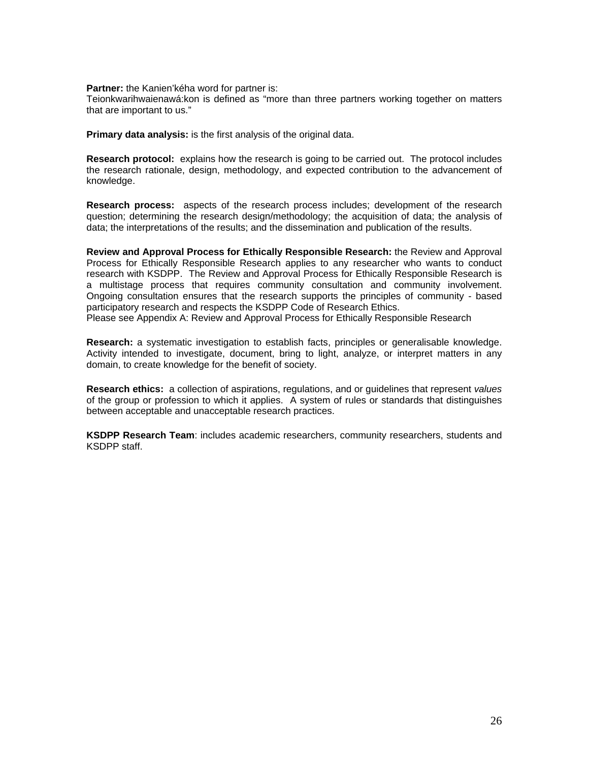**Partner:** the Kanien'kéha word for partner is:
Teionkwarihwaienawá:kon is defined as "more than three partners working together on matters that are important to us."

**Primary data analysis:** is the first analysis of the original data.

**Research protocol:** explains how the research is going to be carried out. The protocol includes the research rationale, design, methodology, and expected contribution to the advancement of knowledge.

**Research process:** aspects of the research process includes; development of the research question; determining the research design/methodology; the acquisition of data; the analysis of data; the interpretations of the results; and the dissemination and publication of the results.

**Review and Approval Process for Ethically Responsible Research:** the Review and Approval Process for Ethically Responsible Research applies to any researcher who wants to conduct research with KSDPP. The Review and Approval Process for Ethically Responsible Research is a multistage process that requires community consultation and community involvement. Ongoing consultation ensures that the research supports the principles of community - based participatory research and respects the KSDPP Code of Research Ethics.
Please see Appendix A: Review and Approval Process for Ethically Responsible Research

**Research:** a systematic investigation to establish facts, principles or generalisable knowledge. Activity intended to investigate, document, bring to light, analyze, or interpret matters in any domain, to create knowledge for the benefit of society.

**Research ethics:** a collection of aspirations, regulations, and or guidelines that represent *values* of the group or profession to which it applies. A system of rules or standards that distinguishes between acceptable and unacceptable research practices.

**KSDPP Research Team**: includes academic researchers, community researchers, students and KSDPP staff.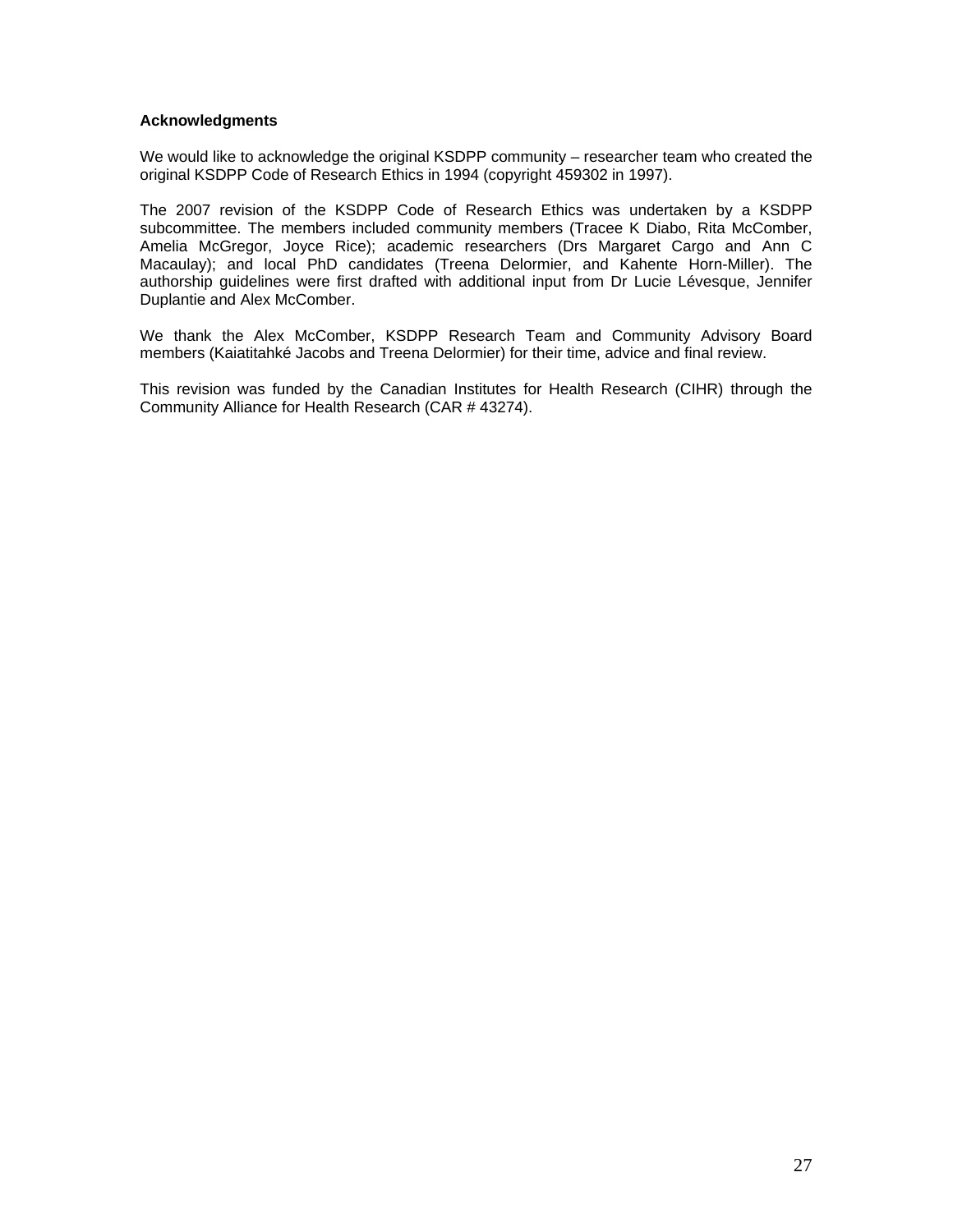**Acknowledgments**

We would like to acknowledge the original KSDPP community – researcher team who created the original KSDPP Code of Research Ethics in 1994 (copyright 459302 in 1997).

The 2007 revision of the KSDPP Code of Research Ethics was undertaken by a KSDPP subcommittee. The members included community members (Tracee K Diabo, Rita McComber, Amelia McGregor, Joyce Rice); academic researchers (Drs Margaret Cargo and Ann C Macaulay); and local PhD candidates (Treena Delormier, and Kahente Horn-Miller). The authorship guidelines were first drafted with additional input from Dr Lucie Lévesque, Jennifer Duplantie and Alex McComber.

We thank the Alex McComber, KSDPP Research Team and Community Advisory Board members (Kaiatitahké Jacobs and Treena Delormier) for their time, advice and final review.

This revision was funded by the Canadian Institutes for Health Research (CIHR) through the Community Alliance for Health Research (CAR # 43274).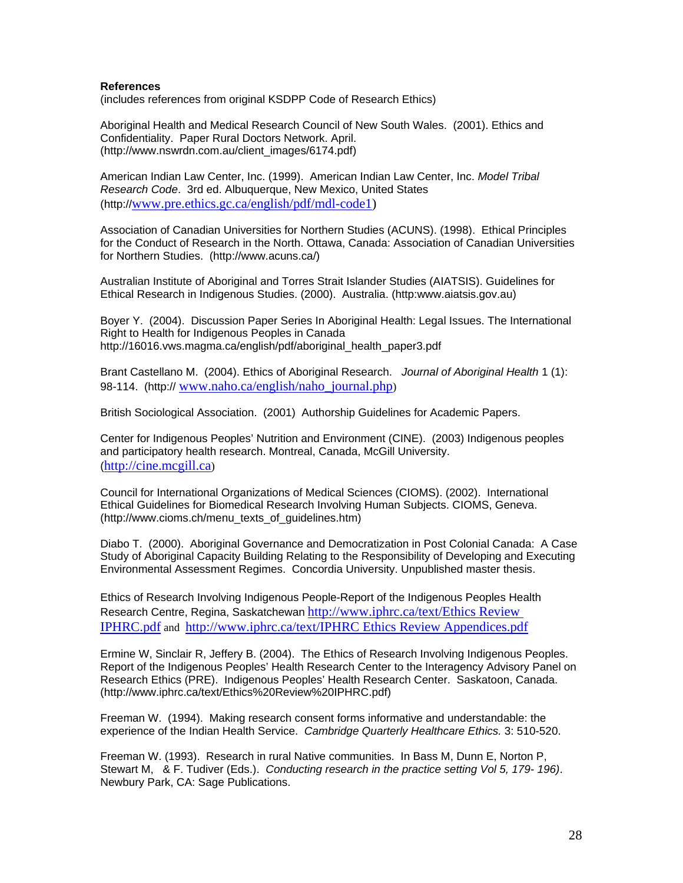**References**

(includes references from original KSDPP Code of Research Ethics)

Aboriginal Health and Medical Research Council of New South Wales. (2001). Ethics and Confidentiality. Paper Rural Doctors Network. April. (http://www.nswrdn.com.au/client_images/6174.pdf)

American Indian Law Center, Inc. (1999). American Indian Law Center, Inc. *Model Tribal Research Code*. 3rd ed. Albuquerque, New Mexico, United States (http://www.pre.ethics.gc.ca/english/pdf/mdl-code1)

Association of Canadian Universities for Northern Studies (ACUNS). (1998). Ethical Principles for the Conduct of Research in the North. Ottawa, Canada: Association of Canadian Universities for Northern Studies. (http://www.acuns.ca/)

Australian Institute of Aboriginal and Torres Strait Islander Studies (AIATSIS). Guidelines for Ethical Research in Indigenous Studies. (2000). Australia. (http:www.aiatsis.gov.au)

Boyer Y. (2004). Discussion Paper Series In Aboriginal Health: Legal Issues. The International Right to Health for Indigenous Peoples in Canada http://16016.vws.magma.ca/english/pdf/aboriginal_health_paper3.pdf

Brant Castellano M. (2004). Ethics of Aboriginal Research. *Journal of Aboriginal Health* 1 (1): 98-114. (http:// www.naho.ca/english/naho_journal.php)

British Sociological Association. (2001) Authorship Guidelines for Academic Papers.

Center for Indigenous Peoples' Nutrition and Environment (CINE). (2003) Indigenous peoples and participatory health research. Montreal, Canada, McGill University. (http://cine.mcgill.ca)

Council for International Organizations of Medical Sciences (CIOMS). (2002). International Ethical Guidelines for Biomedical Research Involving Human Subjects. CIOMS, Geneva. (http://www.cioms.ch/menu_texts_of_guidelines.htm)

Diabo T. (2000). Aboriginal Governance and Democratization in Post Colonial Canada: A Case Study of Aboriginal Capacity Building Relating to the Responsibility of Developing and Executing Environmental Assessment Regimes. Concordia University. Unpublished master thesis.

Ethics of Research Involving Indigenous People-Report of the Indigenous Peoples Health Research Centre, Regina, Saskatchewan http://www.iphrc.ca/text/Ethics Review IPHRC.pdf and http://www.iphrc.ca/text/IPHRC Ethics Review Appendices.pdf

Ermine W, Sinclair R, Jeffery B. (2004). The Ethics of Research Involving Indigenous Peoples. Report of the Indigenous Peoples' Health Research Center to the Interagency Advisory Panel on Research Ethics (PRE). Indigenous Peoples' Health Research Center. Saskatoon, Canada. (http://www.iphrc.ca/text/Ethics%20Review%20IPHRC.pdf)

Freeman W. (1994). Making research consent forms informative and understandable: the experience of the Indian Health Service. *Cambridge Quarterly Healthcare Ethics.* 3: 510-520.

Freeman W. (1993). Research in rural Native communities. In Bass M, Dunn E, Norton P, Stewart M, & F. Tudiver (Eds.). *Conducting research in the practice setting Vol 5, 179- 196)*. Newbury Park, CA: Sage Publications.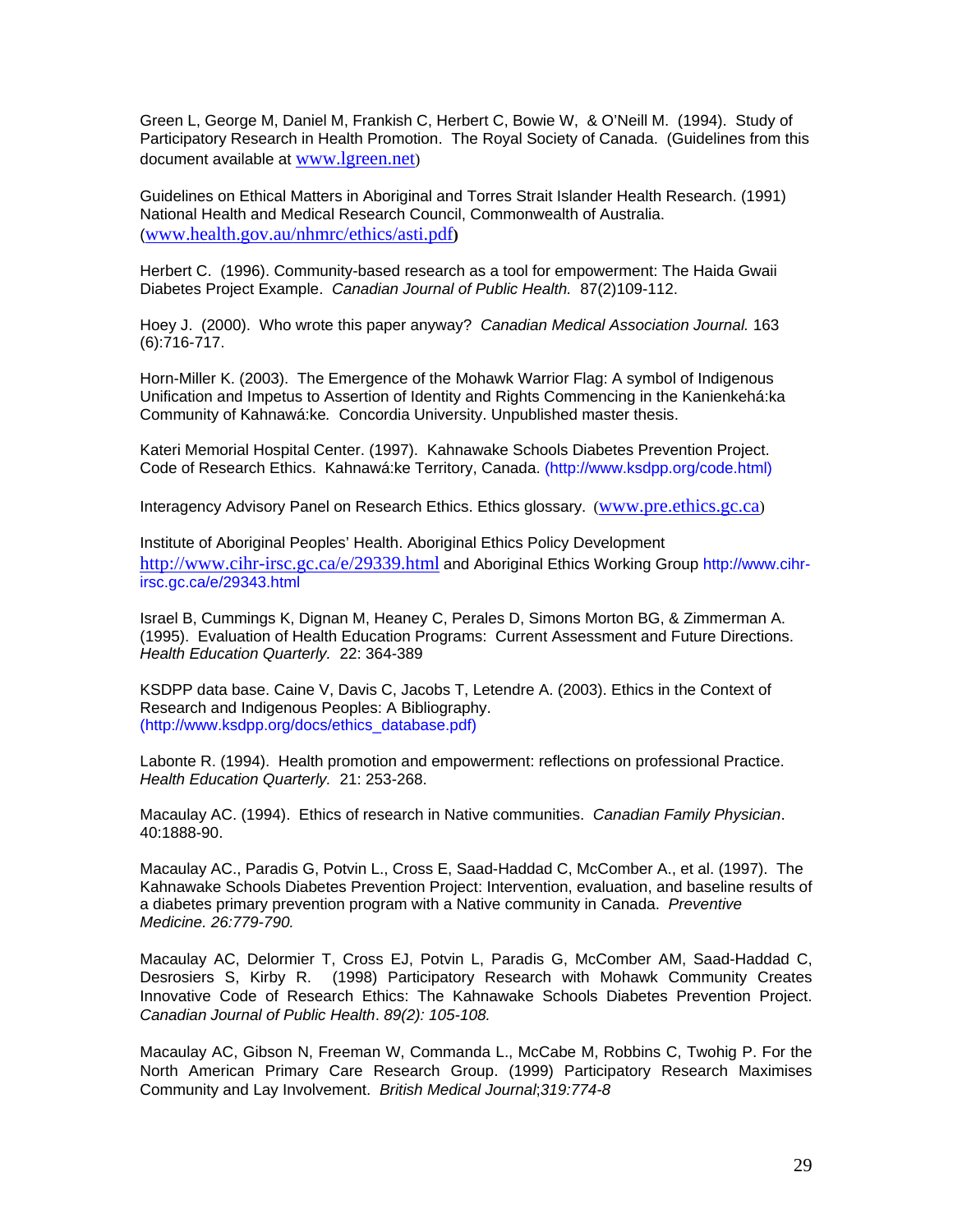Green L, George M, Daniel M, Frankish C, Herbert C, Bowie W, & O'Neill M. (1994). Study of Participatory Research in Health Promotion. The Royal Society of Canada. (Guidelines from this document available at www.lgreen.net)

Guidelines on Ethical Matters in Aboriginal and Torres Strait Islander Health Research. (1991) National Health and Medical Research Council, Commonwealth of Australia. (www.health.gov.au/nhmrc/ethics/asti.pdf)

Herbert C. (1996). Community-based research as a tool for empowerment: The Haida Gwaii Diabetes Project Example. *Canadian Journal of Public Health.* 87(2)109-112.

Hoey J. (2000). Who wrote this paper anyway? *Canadian Medical Association Journal.* 163 (6):716-717.

Horn-Miller K. (2003). The Emergence of the Mohawk Warrior Flag: A symbol of Indigenous Unification and Impetus to Assertion of Identity and Rights Commencing in the Kanienkehá:ka Community of Kahnawá:ke*.* Concordia University. Unpublished master thesis.

Kateri Memorial Hospital Center. (1997). Kahnawake Schools Diabetes Prevention Project. Code of Research Ethics. Kahnawá:ke Territory, Canada. (http://www.ksdpp.org/code.html)

Interagency Advisory Panel on Research Ethics. Ethics glossary. (www.pre.ethics.gc.ca)

Institute of Aboriginal Peoples' Health. Aboriginal Ethics Policy Development http://www.cihr-irsc.gc.ca/e/29339.html and Aboriginal Ethics Working Group http://www.cihr-irsc.gc.ca/e/29343.html

Israel B, Cummings K, Dignan M, Heaney C, Perales D, Simons Morton BG, & Zimmerman A. (1995). Evaluation of Health Education Programs: Current Assessment and Future Directions. *Health Education Quarterly.* 22: 364-389

KSDPP data base. Caine V, Davis C, Jacobs T, Letendre A. (2003). Ethics in the Context of Research and Indigenous Peoples: A Bibliography. (http://www.ksdpp.org/docs/ethics_database.pdf)

Labonte R. (1994). Health promotion and empowerment: reflections on professional Practice. *Health Education Quarterly.* 21: 253-268.

Macaulay AC. (1994). Ethics of research in Native communities. *Canadian Family Physician*. 40:1888-90.

Macaulay AC., Paradis G, Potvin L., Cross E, Saad-Haddad C, McComber A., et al. (1997). The Kahnawake Schools Diabetes Prevention Project: Intervention, evaluation, and baseline results of a diabetes primary prevention program with a Native community in Canada. *Preventive Medicine. 26:779-790.*

Macaulay AC, Delormier T, Cross EJ, Potvin L, Paradis G, McComber AM, Saad-Haddad C, Desrosiers S, Kirby R. (1998) Participatory Research with Mohawk Community Creates Innovative Code of Research Ethics: The Kahnawake Schools Diabetes Prevention Project. *Canadian Journal of Public Health*. *89(2): 105-108.*

Macaulay AC, Gibson N, Freeman W, Commanda L., McCabe M, Robbins C, Twohig P. For the North American Primary Care Research Group. (1999) Participatory Research Maximises Community and Lay Involvement. *British Medical Journal*;*319:774-8*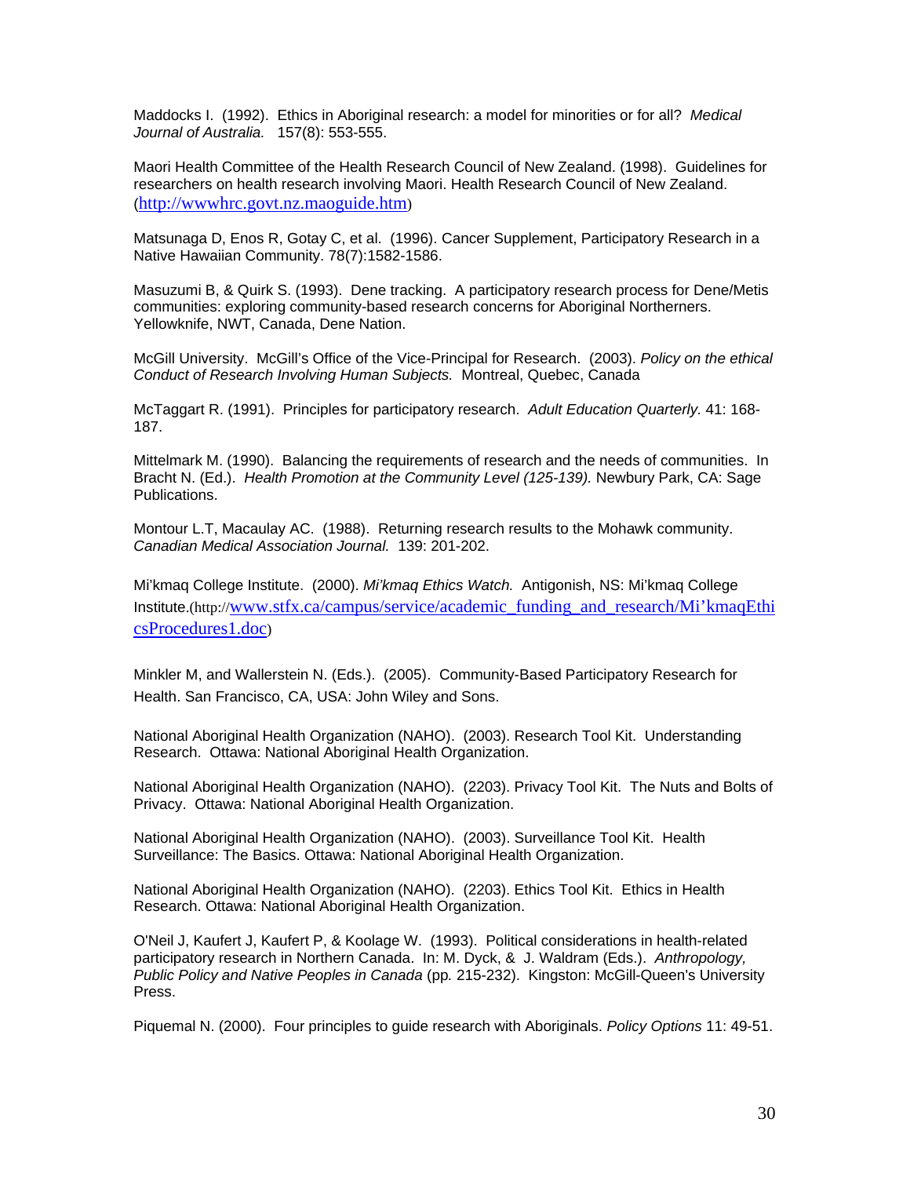Maddocks I. (1992). Ethics in Aboriginal research: a model for minorities or for all? *Medical Journal of Australia.* 157(8): 553-555.

Maori Health Committee of the Health Research Council of New Zealand. (1998). Guidelines for researchers on health research involving Maori. Health Research Council of New Zealand. (http://wwwhrc.govt.nz.maoguide.htm)

Matsunaga D, Enos R, Gotay C, et al. (1996). Cancer Supplement, Participatory Research in a Native Hawaiian Community. 78(7):1582-1586.

Masuzumi B, & Quirk S. (1993). Dene tracking. A participatory research process for Dene/Metis communities: exploring community-based research concerns for Aboriginal Northerners. Yellowknife, NWT, Canada, Dene Nation.

McGill University. McGill's Office of the Vice-Principal for Research. (2003). *Policy on the ethical Conduct of Research Involving Human Subjects.* Montreal, Quebec, Canada

McTaggart R. (1991). Principles for participatory research. *Adult Education Quarterly.* 41: 168-187.

Mittelmark M. (1990). Balancing the requirements of research and the needs of communities. In Bracht N. (Ed.). *Health Promotion at the Community Level (125-139).* Newbury Park, CA: Sage Publications.

Montour L.T, Macaulay AC. (1988). Returning research results to the Mohawk community. *Canadian Medical Association Journal.* 139: 201-202.

Mi'kmaq College Institute. (2000). *Mi'kmaq Ethics Watch.* Antigonish, NS: Mi'kmaq College Institute.(http://www.stfx.ca/campus/service/academic_funding_and_research/Mi'kmaqEthicsProcedures1.doc)

Minkler M, and Wallerstein N. (Eds.). (2005). Community-Based Participatory Research for Health. San Francisco, CA, USA: John Wiley and Sons.

National Aboriginal Health Organization (NAHO). (2003). Research Tool Kit. Understanding Research. Ottawa: National Aboriginal Health Organization.

National Aboriginal Health Organization (NAHO). (2203). Privacy Tool Kit. The Nuts and Bolts of Privacy. Ottawa: National Aboriginal Health Organization.

National Aboriginal Health Organization (NAHO). (2003). Surveillance Tool Kit. Health Surveillance: The Basics. Ottawa: National Aboriginal Health Organization.

National Aboriginal Health Organization (NAHO). (2203). Ethics Tool Kit. Ethics in Health Research. Ottawa: National Aboriginal Health Organization.

O'Neil J, Kaufert J, Kaufert P, & Koolage W. (1993). Political considerations in health-related participatory research in Northern Canada. In: M. Dyck, & J. Waldram (Eds.). *Anthropology, Public Policy and Native Peoples in Canada* (pp. 215-232). Kingston: McGill-Queen's University Press.

Piquemal N. (2000). Four principles to guide research with Aboriginals. *Policy Options* 11: 49-51.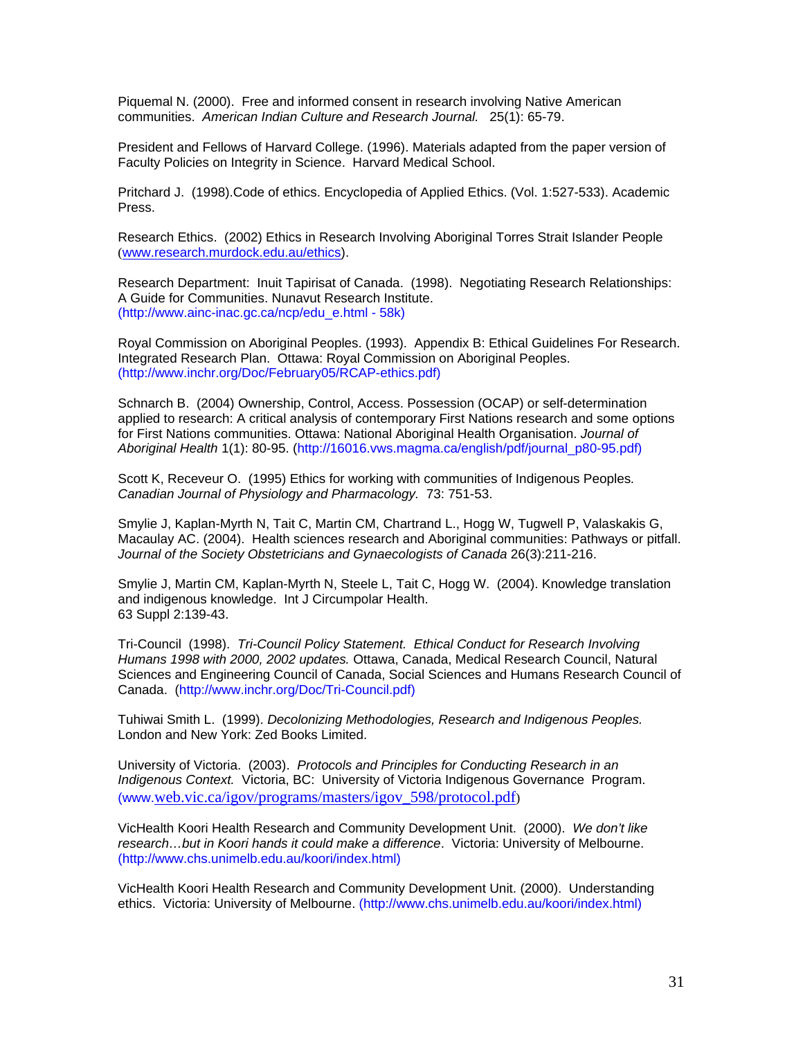Piquemal N. (2000). Free and informed consent in research involving Native American communities. *American Indian Culture and Research Journal.* 25(1): 65-79.

President and Fellows of Harvard College. (1996). Materials adapted from the paper version of Faculty Policies on Integrity in Science. Harvard Medical School.

Pritchard J. (1998).Code of ethics. Encyclopedia of Applied Ethics. (Vol. 1:527-533). Academic Press.

Research Ethics. (2002) Ethics in Research Involving Aboriginal Torres Strait Islander People (www.research.murdock.edu.au/ethics).

Research Department: Inuit Tapirisat of Canada. (1998). Negotiating Research Relationships: A Guide for Communities. Nunavut Research Institute. (http://www.ainc-inac.gc.ca/ncp/edu_e.html - 58k)

Royal Commission on Aboriginal Peoples. (1993). Appendix B: Ethical Guidelines For Research. Integrated Research Plan. Ottawa: Royal Commission on Aboriginal Peoples. (http://www.inchr.org/Doc/February05/RCAP-ethics.pdf)

Schnarch B. (2004) Ownership, Control, Access. Possession (OCAP) or self-determination applied to research: A critical analysis of contemporary First Nations research and some options for First Nations communities. Ottawa: National Aboriginal Health Organisation. *Journal of Aboriginal Health* 1(1): 80-95. (http://16016.vws.magma.ca/english/pdf/journal_p80-95.pdf)

Scott K, Receveur O. (1995) Ethics for working with communities of Indigenous Peoples*. Canadian Journal of Physiology and Pharmacology.* 73: 751-53.

Smylie J, Kaplan-Myrth N, Tait C, Martin CM, Chartrand L., Hogg W, Tugwell P, Valaskakis G, Macaulay AC. (2004). Health sciences research and Aboriginal communities: Pathways or pitfall. *Journal of the Society Obstetricians and Gynaecologists of Canada* 26(3):211-216.

Smylie J, Martin CM, Kaplan-Myrth N, Steele L, Tait C, Hogg W. (2004). Knowledge translation and indigenous knowledge. Int J Circumpolar Health. 63 Suppl 2:139-43.

Tri-Council (1998). *Tri-Council Policy Statement. Ethical Conduct for Research Involving Humans 1998 with 2000, 2002 updates.* Ottawa, Canada, Medical Research Council, Natural Sciences and Engineering Council of Canada, Social Sciences and Humans Research Council of Canada. (http://www.inchr.org/Doc/Tri-Council.pdf)

Tuhiwai Smith L. (1999). *Decolonizing Methodologies, Research and Indigenous Peoples.* London and New York: Zed Books Limited.

University of Victoria. (2003). *Protocols and Principles for Conducting Research in an Indigenous Context.* Victoria, BC: University of Victoria Indigenous Governance Program. (www.web.vic.ca/igov/programs/masters/igov_598/protocol.pdf)

VicHealth Koori Health Research and Community Development Unit. (2000). *We don't like research…but in Koori hands it could make a difference*. Victoria: University of Melbourne. (http://www.chs.unimelb.edu.au/koori/index.html)

VicHealth Koori Health Research and Community Development Unit. (2000). Understanding ethics. Victoria: University of Melbourne. (http://www.chs.unimelb.edu.au/koori/index.html)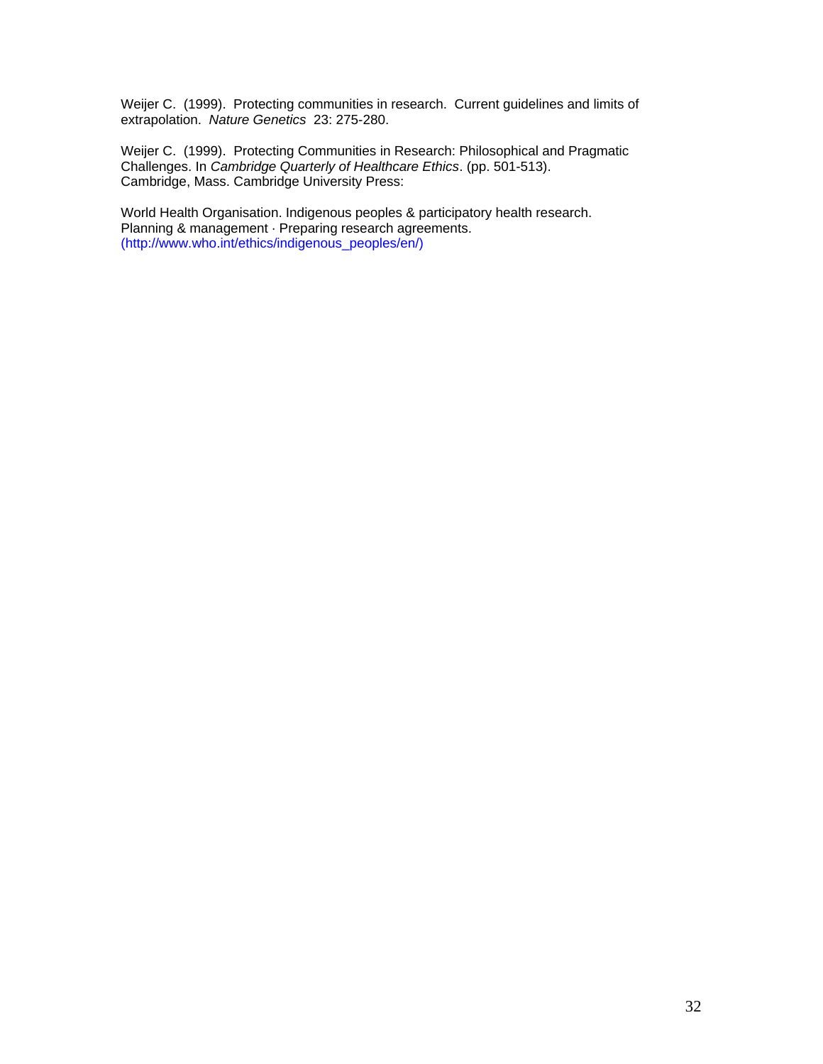Weijer C. (1999). Protecting communities in research. Current guidelines and limits of extrapolation. *Nature Genetics* 23: 275-280.

Weijer C. (1999). Protecting Communities in Research: Philosophical and Pragmatic Challenges. In *Cambridge Quarterly of Healthcare Ethics*. (pp. 501-513). Cambridge, Mass. Cambridge University Press:

World Health Organisation. Indigenous peoples & participatory health research. Planning & management · Preparing research agreements. (http://www.who.int/ethics/indigenous_peoples/en/)